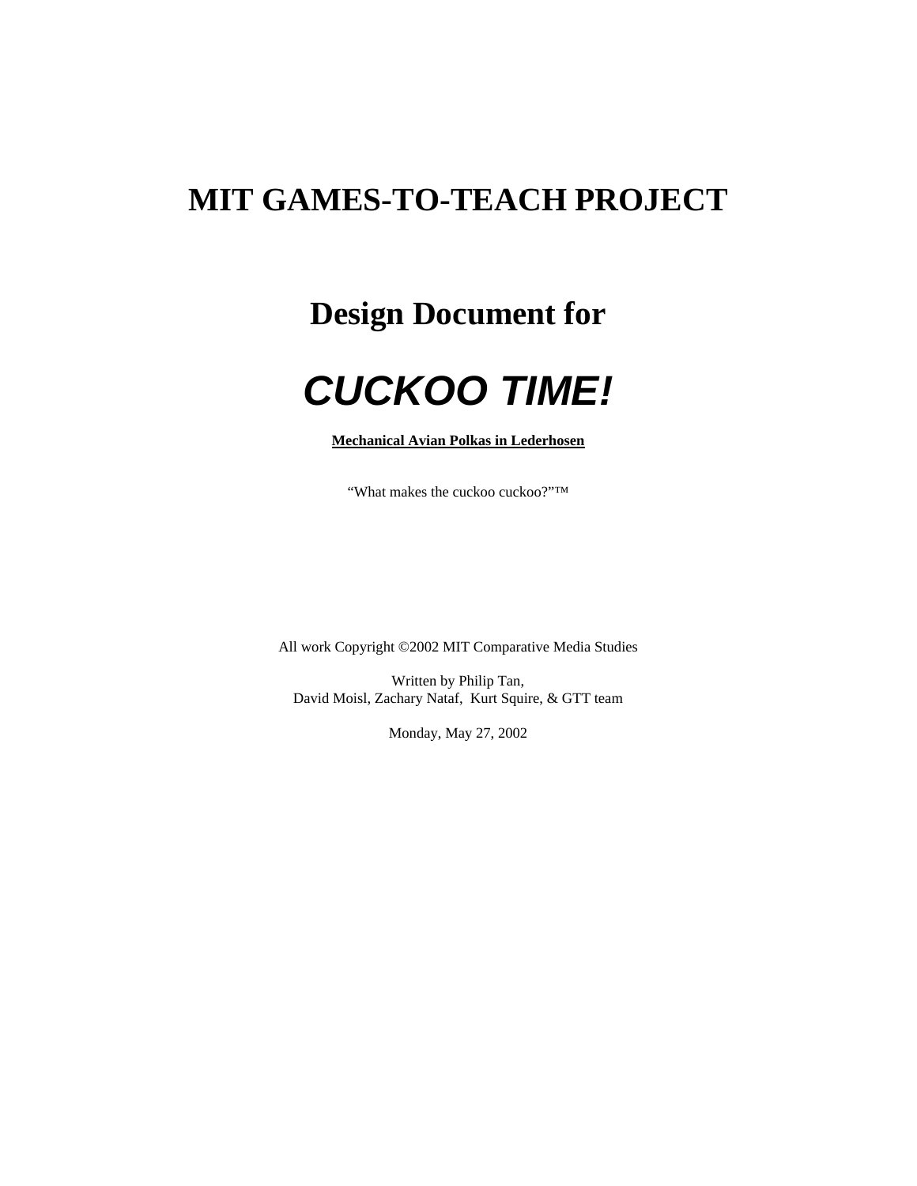# MIT GAMES-TO-TEACH PROJECT

## Design Document for

# *CUCKOO TIME!*

**Mechanical Avian Polkas in Lederhosen**

"What makes the cuckoo cuckoo?"™

All work Copyright ©2002 MIT Comparative Media Studies

Written by Philip Tan,
David Moisl, Zachary Nataf, Kurt Squire, & GTT team

Monday, May 27, 2002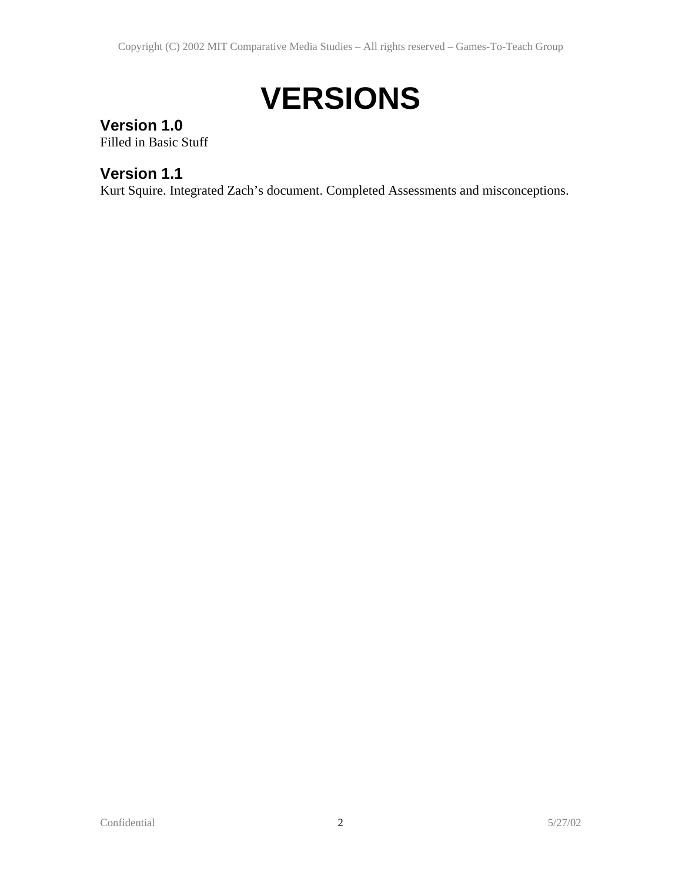# VERSIONS

## Version 1.0

Filled in Basic Stuff

## Version 1.1

Kurt Squire. Integrated Zach's document. Completed Assessments and misconceptions.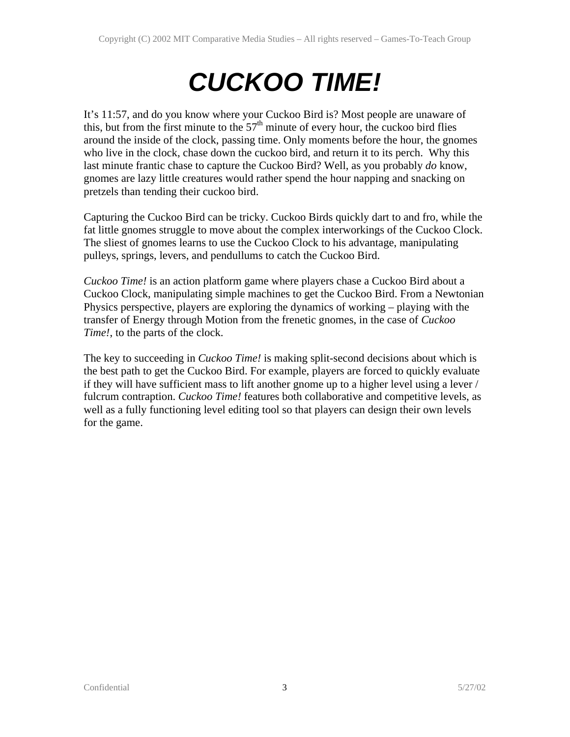# *CUCKOO TIME!*

It's 11:57, and do you know where your Cuckoo Bird is? Most people are unaware of this, but from the first minute to the 57th minute of every hour, the cuckoo bird flies around the inside of the clock, passing time. Only moments before the hour, the gnomes who live in the clock, chase down the cuckoo bird, and return it to its perch. Why this last minute frantic chase to capture the Cuckoo Bird? Well, as you probably *do* know, gnomes are lazy little creatures would rather spend the hour napping and snacking on pretzels than tending their cuckoo bird.

Capturing the Cuckoo Bird can be tricky. Cuckoo Birds quickly dart to and fro, while the fat little gnomes struggle to move about the complex interworkings of the Cuckoo Clock. The sliest of gnomes learns to use the Cuckoo Clock to his advantage, manipulating pulleys, springs, levers, and pendullums to catch the Cuckoo Bird.

*Cuckoo Time!* is an action platform game where players chase a Cuckoo Bird about a Cuckoo Clock, manipulating simple machines to get the Cuckoo Bird. From a Newtonian Physics perspective, players are exploring the dynamics of working – playing with the transfer of Energy through Motion from the frenetic gnomes, in the case of *Cuckoo Time!*, to the parts of the clock.

The key to succeeding in *Cuckoo Time!* is making split-second decisions about which is the best path to get the Cuckoo Bird. For example, players are forced to quickly evaluate if they will have sufficient mass to lift another gnome up to a higher level using a lever / fulcrum contraption. *Cuckoo Time!* features both collaborative and competitive levels, as well as a fully functioning level editing tool so that players can design their own levels for the game.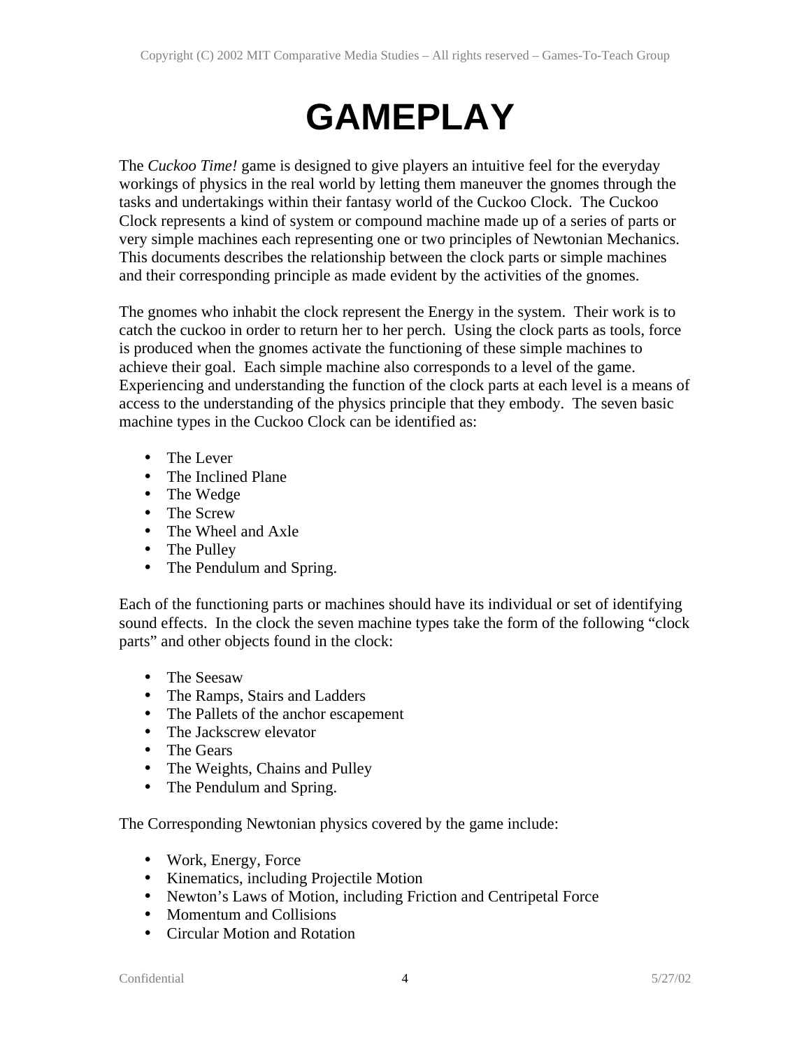# GAMEPLAY

The *Cuckoo Time!* game is designed to give players an intuitive feel for the everyday workings of physics in the real world by letting them maneuver the gnomes through the tasks and undertakings within their fantasy world of the Cuckoo Clock. The Cuckoo Clock represents a kind of system or compound machine made up of a series of parts or very simple machines each representing one or two principles of Newtonian Mechanics. This documents describes the relationship between the clock parts or simple machines and their corresponding principle as made evident by the activities of the gnomes.

The gnomes who inhabit the clock represent the Energy in the system. Their work is to catch the cuckoo in order to return her to her perch. Using the clock parts as tools, force is produced when the gnomes activate the functioning of these simple machines to achieve their goal. Each simple machine also corresponds to a level of the game. Experiencing and understanding the function of the clock parts at each level is a means of access to the understanding of the physics principle that they embody. The seven basic machine types in the Cuckoo Clock can be identified as:

- The Lever
- The Inclined Plane
- The Wedge
- The Screw
- The Wheel and Axle
- The Pulley
- The Pendulum and Spring.

Each of the functioning parts or machines should have its individual or set of identifying sound effects. In the clock the seven machine types take the form of the following "clock parts" and other objects found in the clock:

- The Seesaw
- The Ramps, Stairs and Ladders
- The Pallets of the anchor escapement
- The Jackscrew elevator
- The Gears
- The Weights, Chains and Pulley
- The Pendulum and Spring.

The Corresponding Newtonian physics covered by the game include:

- Work, Energy, Force
- Kinematics, including Projectile Motion
- Newton's Laws of Motion, including Friction and Centripetal Force
- Momentum and Collisions
- Circular Motion and Rotation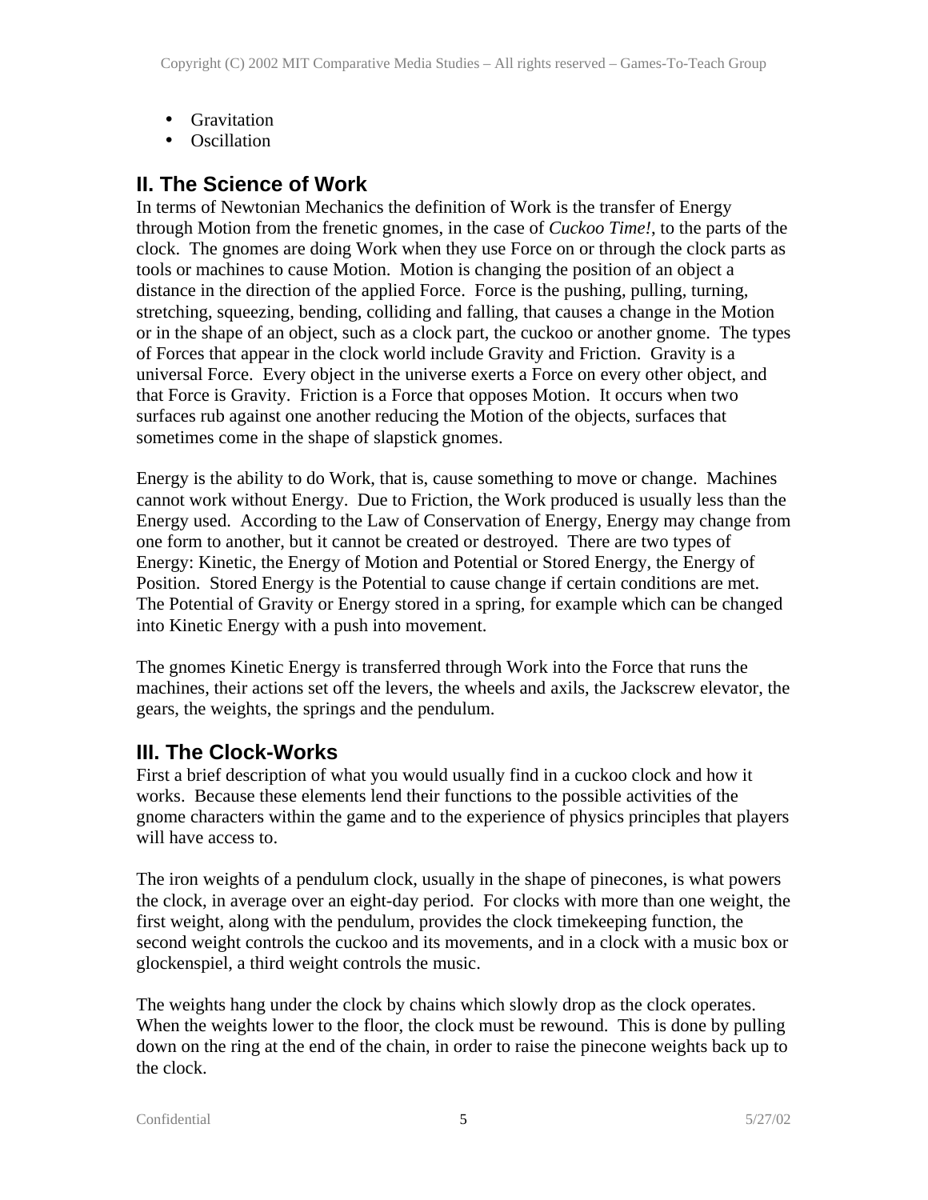- Gravitation
- Oscillation

## II. The Science of Work

In terms of Newtonian Mechanics the definition of Work is the transfer of Energy through Motion from the frenetic gnomes, in the case of *Cuckoo Time!*, to the parts of the clock. The gnomes are doing Work when they use Force on or through the clock parts as tools or machines to cause Motion. Motion is changing the position of an object a distance in the direction of the applied Force. Force is the pushing, pulling, turning, stretching, squeezing, bending, colliding and falling, that causes a change in the Motion or in the shape of an object, such as a clock part, the cuckoo or another gnome. The types of Forces that appear in the clock world include Gravity and Friction. Gravity is a universal Force. Every object in the universe exerts a Force on every other object, and that Force is Gravity. Friction is a Force that opposes Motion. It occurs when two surfaces rub against one another reducing the Motion of the objects, surfaces that sometimes come in the shape of slapstick gnomes.

Energy is the ability to do Work, that is, cause something to move or change. Machines cannot work without Energy. Due to Friction, the Work produced is usually less than the Energy used. According to the Law of Conservation of Energy, Energy may change from one form to another, but it cannot be created or destroyed. There are two types of Energy: Kinetic, the Energy of Motion and Potential or Stored Energy, the Energy of Position. Stored Energy is the Potential to cause change if certain conditions are met. The Potential of Gravity or Energy stored in a spring, for example which can be changed into Kinetic Energy with a push into movement.

The gnomes Kinetic Energy is transferred through Work into the Force that runs the machines, their actions set off the levers, the wheels and axils, the Jackscrew elevator, the gears, the weights, the springs and the pendulum.

## III. The Clock-Works

First a brief description of what you would usually find in a cuckoo clock and how it works. Because these elements lend their functions to the possible activities of the gnome characters within the game and to the experience of physics principles that players will have access to.

The iron weights of a pendulum clock, usually in the shape of pinecones, is what powers the clock, in average over an eight-day period. For clocks with more than one weight, the first weight, along with the pendulum, provides the clock timekeeping function, the second weight controls the cuckoo and its movements, and in a clock with a music box or glockenspiel, a third weight controls the music.

The weights hang under the clock by chains which slowly drop as the clock operates. When the weights lower to the floor, the clock must be rewound. This is done by pulling down on the ring at the end of the chain, in order to raise the pinecone weights back up to the clock.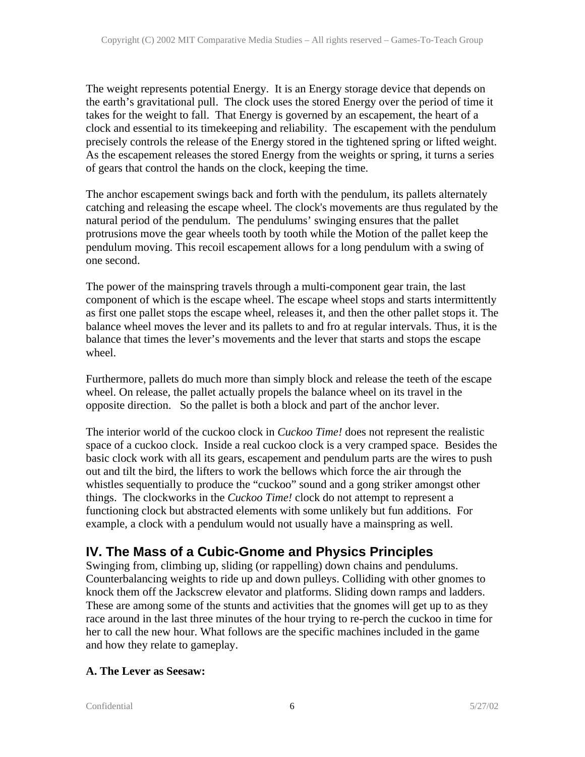The weight represents potential Energy. It is an Energy storage device that depends on the earth's gravitational pull. The clock uses the stored Energy over the period of time it takes for the weight to fall. That Energy is governed by an escapement, the heart of a clock and essential to its timekeeping and reliability. The escapement with the pendulum precisely controls the release of the Energy stored in the tightened spring or lifted weight. As the escapement releases the stored Energy from the weights or spring, it turns a series of gears that control the hands on the clock, keeping the time.

The anchor escapement swings back and forth with the pendulum, its pallets alternately catching and releasing the escape wheel. The clock's movements are thus regulated by the natural period of the pendulum. The pendulums' swinging ensures that the pallet protrusions move the gear wheels tooth by tooth while the Motion of the pallet keep the pendulum moving. This recoil escapement allows for a long pendulum with a swing of one second.

The power of the mainspring travels through a multi-component gear train, the last component of which is the escape wheel. The escape wheel stops and starts intermittently as first one pallet stops the escape wheel, releases it, and then the other pallet stops it. The balance wheel moves the lever and its pallets to and fro at regular intervals. Thus, it is the balance that times the lever's movements and the lever that starts and stops the escape wheel.

Furthermore, pallets do much more than simply block and release the teeth of the escape wheel. On release, the pallet actually propels the balance wheel on its travel in the opposite direction. So the pallet is both a block and part of the anchor lever.

The interior world of the cuckoo clock in *Cuckoo Time!* does not represent the realistic space of a cuckoo clock. Inside a real cuckoo clock is a very cramped space. Besides the basic clock work with all its gears, escapement and pendulum parts are the wires to push out and tilt the bird, the lifters to work the bellows which force the air through the whistles sequentially to produce the "cuckoo" sound and a gong striker amongst other things. The clockworks in the *Cuckoo Time!* clock do not attempt to represent a functioning clock but abstracted elements with some unlikely but fun additions. For example, a clock with a pendulum would not usually have a mainspring as well.

## IV. The Mass of a Cubic-Gnome and Physics Principles

Swinging from, climbing up, sliding (or rappelling) down chains and pendulums. Counterbalancing weights to ride up and down pulleys. Colliding with other gnomes to knock them off the Jackscrew elevator and platforms. Sliding down ramps and ladders. These are among some of the stunts and activities that the gnomes will get up to as they race around in the last three minutes of the hour trying to re-perch the cuckoo in time for her to call the new hour. What follows are the specific machines included in the game and how they relate to gameplay.

### A. The Lever as Seesaw: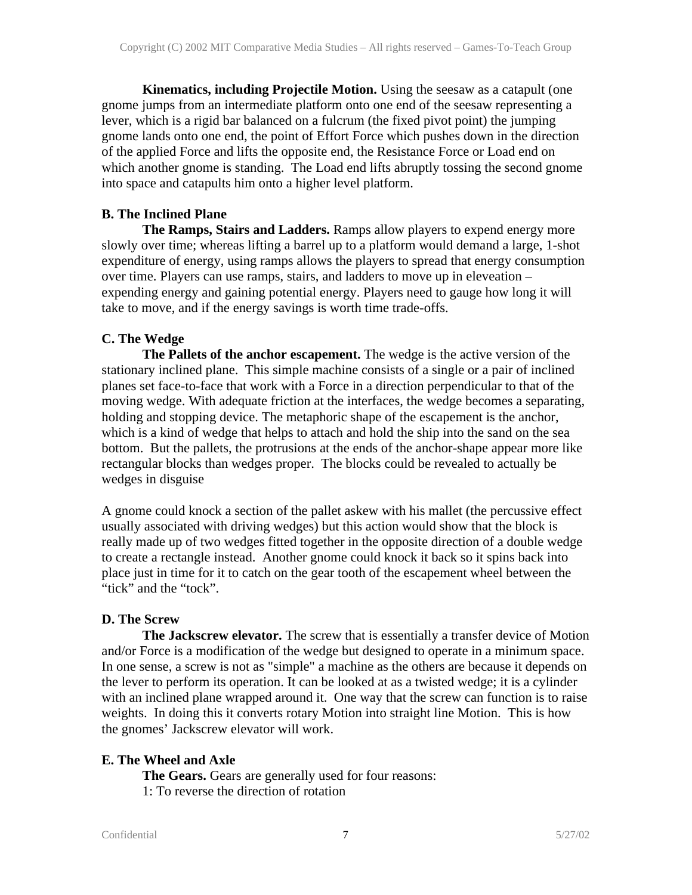**Kinematics, including Projectile Motion.** Using the seesaw as a catapult (one gnome jumps from an intermediate platform onto one end of the seesaw representing a lever, which is a rigid bar balanced on a fulcrum (the fixed pivot point) the jumping gnome lands onto one end, the point of Effort Force which pushes down in the direction of the applied Force and lifts the opposite end, the Resistance Force or Load end on which another gnome is standing. The Load end lifts abruptly tossing the second gnome into space and catapults him onto a higher level platform.

### B. The Inclined Plane

**The Ramps, Stairs and Ladders.** Ramps allow players to expend energy more slowly over time; whereas lifting a barrel up to a platform would demand a large, 1-shot expenditure of energy, using ramps allows the players to spread that energy consumption over time. Players can use ramps, stairs, and ladders to move up in eleveation – expending energy and gaining potential energy. Players need to gauge how long it will take to move, and if the energy savings is worth time trade-offs.

### C. The Wedge

**The Pallets of the anchor escapement.** The wedge is the active version of the stationary inclined plane. This simple machine consists of a single or a pair of inclined planes set face-to-face that work with a Force in a direction perpendicular to that of the moving wedge. With adequate friction at the interfaces, the wedge becomes a separating, holding and stopping device. The metaphoric shape of the escapement is the anchor, which is a kind of wedge that helps to attach and hold the ship into the sand on the sea bottom. But the pallets, the protrusions at the ends of the anchor-shape appear more like rectangular blocks than wedges proper. The blocks could be revealed to actually be wedges in disguise

A gnome could knock a section of the pallet askew with his mallet (the percussive effect usually associated with driving wedges) but this action would show that the block is really made up of two wedges fitted together in the opposite direction of a double wedge to create a rectangle instead. Another gnome could knock it back so it spins back into place just in time for it to catch on the gear tooth of the escapement wheel between the "tick" and the "tock".

### D. The Screw

**The Jackscrew elevator.** The screw that is essentially a transfer device of Motion and/or Force is a modification of the wedge but designed to operate in a minimum space. In one sense, a screw is not as "simple" a machine as the others are because it depends on the lever to perform its operation. It can be looked at as a twisted wedge; it is a cylinder with an inclined plane wrapped around it. One way that the screw can function is to raise weights. In doing this it converts rotary Motion into straight line Motion. This is how the gnomes' Jackscrew elevator will work.

### E. The Wheel and Axle

**The Gears.** Gears are generally used for four reasons:

1: To reverse the direction of rotation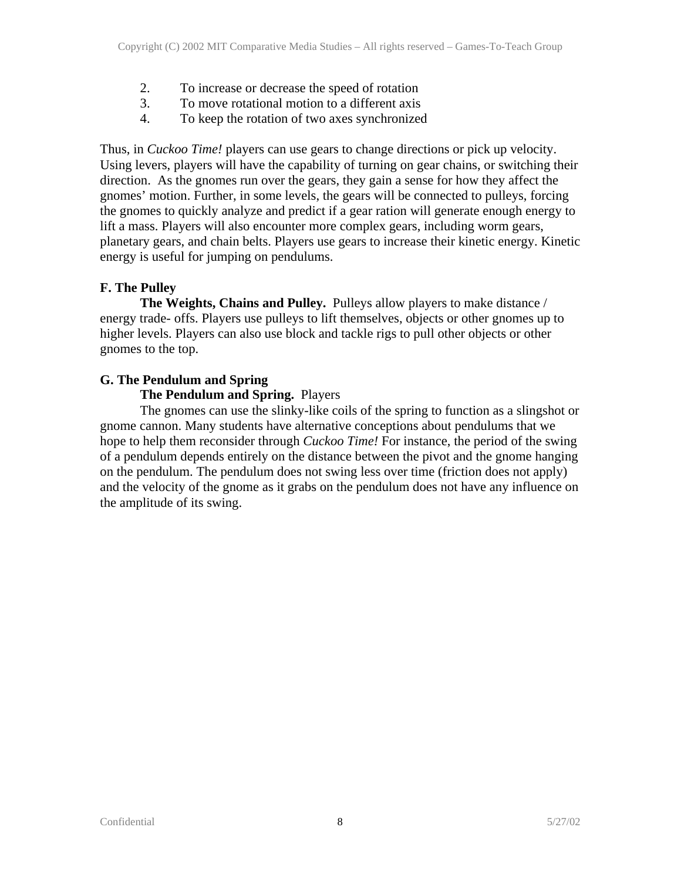2. To increase or decrease the speed of rotation
3. To move rotational motion to a different axis
4. To keep the rotation of two axes synchronized

Thus, in *Cuckoo Time!* players can use gears to change directions or pick up velocity. Using levers, players will have the capability of turning on gear chains, or switching their direction. As the gnomes run over the gears, they gain a sense for how they affect the gnomes' motion. Further, in some levels, the gears will be connected to pulleys, forcing the gnomes to quickly analyze and predict if a gear ration will generate enough energy to lift a mass. Players will also encounter more complex gears, including worm gears, planetary gears, and chain belts. Players use gears to increase their kinetic energy. Kinetic energy is useful for jumping on pendulums.

**F. The Pulley**

**The Weights, Chains and Pulley.** Pulleys allow players to make distance / energy trade- offs. Players use pulleys to lift themselves, objects or other gnomes up to higher levels. Players can also use block and tackle rigs to pull other objects or other gnomes to the top.

**G. The Pendulum and Spring**

**The Pendulum and Spring.** Players

The gnomes can use the slinky-like coils of the spring to function as a slingshot or gnome cannon. Many students have alternative conceptions about pendulums that we hope to help them reconsider through *Cuckoo Time!* For instance, the period of the swing of a pendulum depends entirely on the distance between the pivot and the gnome hanging on the pendulum. The pendulum does not swing less over time (friction does not apply) and the velocity of the gnome as it grabs on the pendulum does not have any influence on the amplitude of its swing.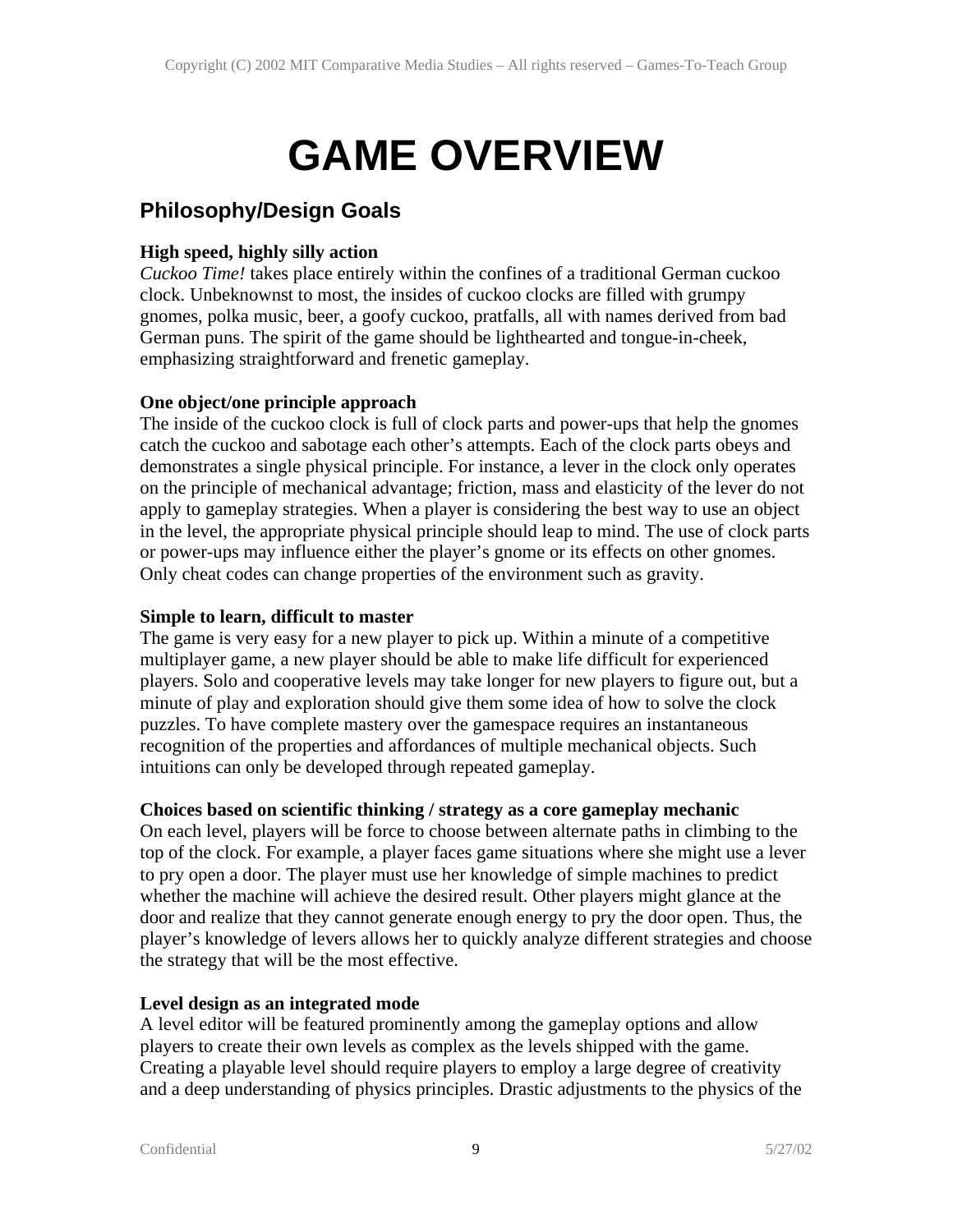# GAME OVERVIEW

## Philosophy/Design Goals

**High speed, highly silly action**

*Cuckoo Time!* takes place entirely within the confines of a traditional German cuckoo clock. Unbeknownst to most, the insides of cuckoo clocks are filled with grumpy gnomes, polka music, beer, a goofy cuckoo, pratfalls, all with names derived from bad German puns. The spirit of the game should be lighthearted and tongue-in-cheek, emphasizing straightforward and frenetic gameplay.

**One object/one principle approach**

The inside of the cuckoo clock is full of clock parts and power-ups that help the gnomes catch the cuckoo and sabotage each other's attempts. Each of the clock parts obeys and demonstrates a single physical principle. For instance, a lever in the clock only operates on the principle of mechanical advantage; friction, mass and elasticity of the lever do not apply to gameplay strategies. When a player is considering the best way to use an object in the level, the appropriate physical principle should leap to mind. The use of clock parts or power-ups may influence either the player's gnome or its effects on other gnomes. Only cheat codes can change properties of the environment such as gravity.

**Simple to learn, difficult to master**

The game is very easy for a new player to pick up. Within a minute of a competitive multiplayer game, a new player should be able to make life difficult for experienced players. Solo and cooperative levels may take longer for new players to figure out, but a minute of play and exploration should give them some idea of how to solve the clock puzzles. To have complete mastery over the gamespace requires an instantaneous recognition of the properties and affordances of multiple mechanical objects. Such intuitions can only be developed through repeated gameplay.

**Choices based on scientific thinking / strategy as a core gameplay mechanic**

On each level, players will be force to choose between alternate paths in climbing to the top of the clock. For example, a player faces game situations where she might use a lever to pry open a door. The player must use her knowledge of simple machines to predict whether the machine will achieve the desired result. Other players might glance at the door and realize that they cannot generate enough energy to pry the door open. Thus, the player's knowledge of levers allows her to quickly analyze different strategies and choose the strategy that will be the most effective.

**Level design as an integrated mode**

A level editor will be featured prominently among the gameplay options and allow players to create their own levels as complex as the levels shipped with the game. Creating a playable level should require players to employ a large degree of creativity and a deep understanding of physics principles. Drastic adjustments to the physics of the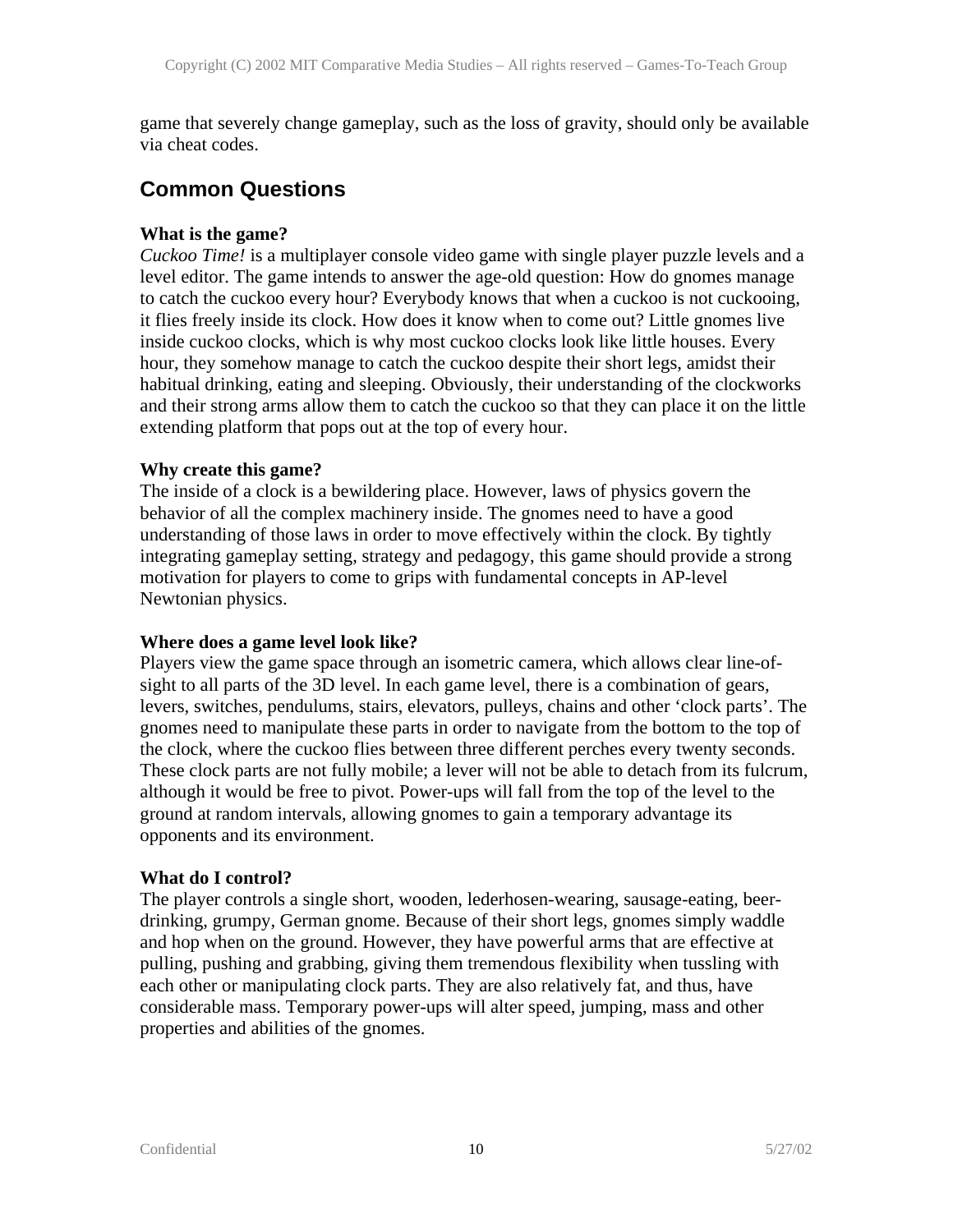game that severely change gameplay, such as the loss of gravity, should only be available via cheat codes.

## Common Questions

**What is the game?**
*Cuckoo Time!* is a multiplayer console video game with single player puzzle levels and a level editor. The game intends to answer the age-old question: How do gnomes manage to catch the cuckoo every hour? Everybody knows that when a cuckoo is not cuckooing, it flies freely inside its clock. How does it know when to come out? Little gnomes live inside cuckoo clocks, which is why most cuckoo clocks look like little houses. Every hour, they somehow manage to catch the cuckoo despite their short legs, amidst their habitual drinking, eating and sleeping. Obviously, their understanding of the clockworks and their strong arms allow them to catch the cuckoo so that they can place it on the little extending platform that pops out at the top of every hour.

**Why create this game?**
The inside of a clock is a bewildering place. However, laws of physics govern the behavior of all the complex machinery inside. The gnomes need to have a good understanding of those laws in order to move effectively within the clock. By tightly integrating gameplay setting, strategy and pedagogy, this game should provide a strong motivation for players to come to grips with fundamental concepts in AP-level Newtonian physics.

**Where does a game level look like?**
Players view the game space through an isometric camera, which allows clear line-of-sight to all parts of the 3D level. In each game level, there is a combination of gears, levers, switches, pendulums, stairs, elevators, pulleys, chains and other 'clock parts'. The gnomes need to manipulate these parts in order to navigate from the bottom to the top of the clock, where the cuckoo flies between three different perches every twenty seconds. These clock parts are not fully mobile; a lever will not be able to detach from its fulcrum, although it would be free to pivot. Power-ups will fall from the top of the level to the ground at random intervals, allowing gnomes to gain a temporary advantage its opponents and its environment.

**What do I control?**
The player controls a single short, wooden, lederhosen-wearing, sausage-eating, beer-drinking, grumpy, German gnome. Because of their short legs, gnomes simply waddle and hop when on the ground. However, they have powerful arms that are effective at pulling, pushing and grabbing, giving them tremendous flexibility when tussling with each other or manipulating clock parts. They are also relatively fat, and thus, have considerable mass. Temporary power-ups will alter speed, jumping, mass and other properties and abilities of the gnomes.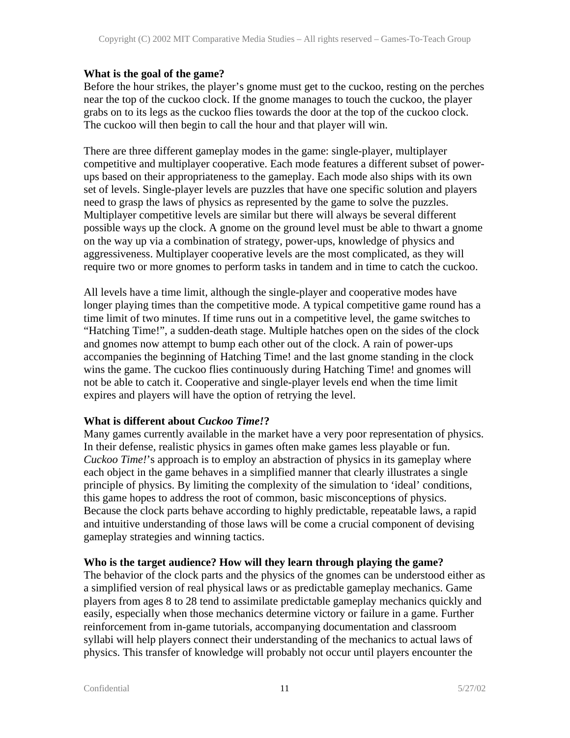**What is the goal of the game?**

Before the hour strikes, the player's gnome must get to the cuckoo, resting on the perches near the top of the cuckoo clock. If the gnome manages to touch the cuckoo, the player grabs on to its legs as the cuckoo flies towards the door at the top of the cuckoo clock. The cuckoo will then begin to call the hour and that player will win.

There are three different gameplay modes in the game: single-player, multiplayer competitive and multiplayer cooperative. Each mode features a different subset of power-ups based on their appropriateness to the gameplay. Each mode also ships with its own set of levels. Single-player levels are puzzles that have one specific solution and players need to grasp the laws of physics as represented by the game to solve the puzzles. Multiplayer competitive levels are similar but there will always be several different possible ways up the clock. A gnome on the ground level must be able to thwart a gnome on the way up via a combination of strategy, power-ups, knowledge of physics and aggressiveness. Multiplayer cooperative levels are the most complicated, as they will require two or more gnomes to perform tasks in tandem and in time to catch the cuckoo.

All levels have a time limit, although the single-player and cooperative modes have longer playing times than the competitive mode. A typical competitive game round has a time limit of two minutes. If time runs out in a competitive level, the game switches to "Hatching Time!", a sudden-death stage. Multiple hatches open on the sides of the clock and gnomes now attempt to bump each other out of the clock. A rain of power-ups accompanies the beginning of Hatching Time! and the last gnome standing in the clock wins the game. The cuckoo flies continuously during Hatching Time! and gnomes will not be able to catch it. Cooperative and single-player levels end when the time limit expires and players will have the option of retrying the level.

**What is different about *Cuckoo Time!*?**

Many games currently available in the market have a very poor representation of physics. In their defense, realistic physics in games often make games less playable or fun. *Cuckoo Time!*'s approach is to employ an abstraction of physics in its gameplay where each object in the game behaves in a simplified manner that clearly illustrates a single principle of physics. By limiting the complexity of the simulation to 'ideal' conditions, this game hopes to address the root of common, basic misconceptions of physics. Because the clock parts behave according to highly predictable, repeatable laws, a rapid and intuitive understanding of those laws will be come a crucial component of devising gameplay strategies and winning tactics.

**Who is the target audience? How will they learn through playing the game?**

The behavior of the clock parts and the physics of the gnomes can be understood either as a simplified version of real physical laws or as predictable gameplay mechanics. Game players from ages 8 to 28 tend to assimilate predictable gameplay mechanics quickly and easily, especially when those mechanics determine victory or failure in a game. Further reinforcement from in-game tutorials, accompanying documentation and classroom syllabi will help players connect their understanding of the mechanics to actual laws of physics. This transfer of knowledge will probably not occur until players encounter the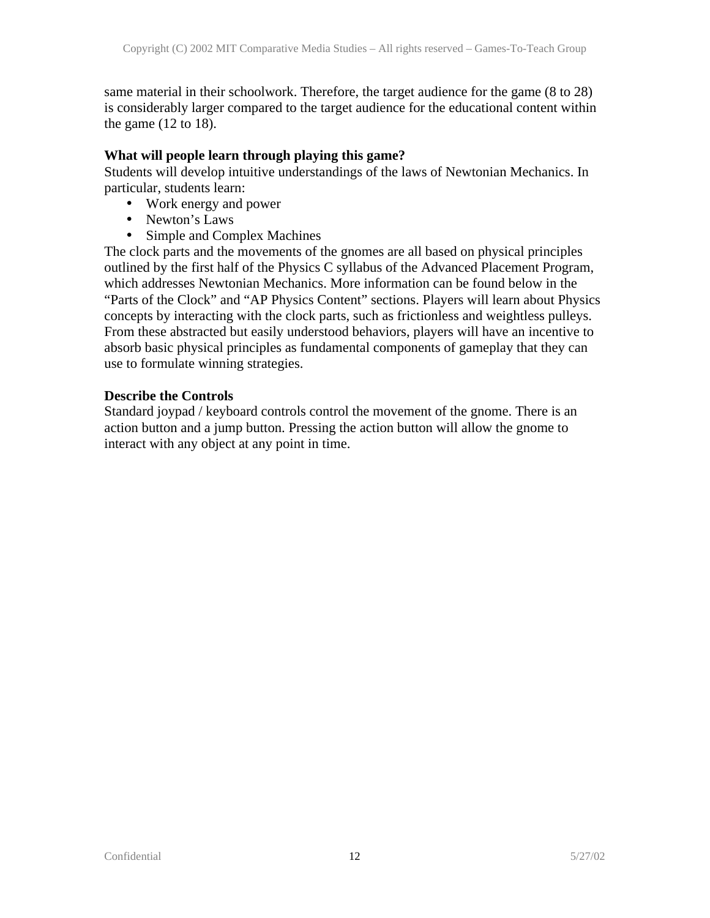same material in their schoolwork. Therefore, the target audience for the game (8 to 28) is considerably larger compared to the target audience for the educational content within the game (12 to 18).

**What will people learn through playing this game?**

Students will develop intuitive understandings of the laws of Newtonian Mechanics. In particular, students learn:

- Work energy and power
- Newton's Laws
- Simple and Complex Machines

The clock parts and the movements of the gnomes are all based on physical principles outlined by the first half of the Physics C syllabus of the Advanced Placement Program, which addresses Newtonian Mechanics. More information can be found below in the "Parts of the Clock" and "AP Physics Content" sections. Players will learn about Physics concepts by interacting with the clock parts, such as frictionless and weightless pulleys. From these abstracted but easily understood behaviors, players will have an incentive to absorb basic physical principles as fundamental components of gameplay that they can use to formulate winning strategies.

**Describe the Controls**

Standard joypad / keyboard controls control the movement of the gnome. There is an action button and a jump button. Pressing the action button will allow the gnome to interact with any object at any point in time.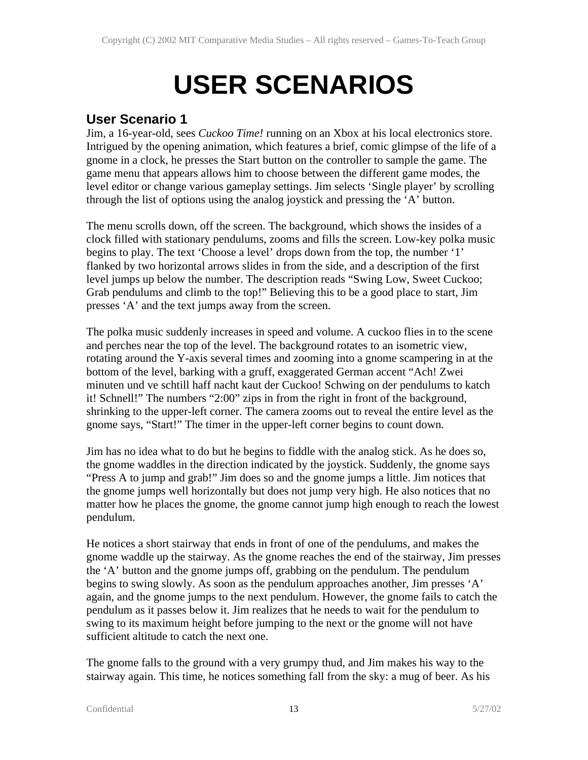# USER SCENARIOS

## User Scenario 1

Jim, a 16-year-old, sees *Cuckoo Time!* running on an Xbox at his local electronics store. Intrigued by the opening animation, which features a brief, comic glimpse of the life of a gnome in a clock, he presses the Start button on the controller to sample the game. The game menu that appears allows him to choose between the different game modes, the level editor or change various gameplay settings. Jim selects 'Single player' by scrolling through the list of options using the analog joystick and pressing the 'A' button.

The menu scrolls down, off the screen. The background, which shows the insides of a clock filled with stationary pendulums, zooms and fills the screen. Low-key polka music begins to play. The text 'Choose a level' drops down from the top, the number '1' flanked by two horizontal arrows slides in from the side, and a description of the first level jumps up below the number. The description reads "Swing Low, Sweet Cuckoo; Grab pendulums and climb to the top!" Believing this to be a good place to start, Jim presses 'A' and the text jumps away from the screen.

The polka music suddenly increases in speed and volume. A cuckoo flies in to the scene and perches near the top of the level. The background rotates to an isometric view, rotating around the Y-axis several times and zooming into a gnome scampering in at the bottom of the level, barking with a gruff, exaggerated German accent "Ach! Zwei minuten und ve schtill haff nacht kaut der Cuckoo! Schwing on der pendulums to katch it! Schnell!" The numbers "2:00" zips in from the right in front of the background, shrinking to the upper-left corner. The camera zooms out to reveal the entire level as the gnome says, "Start!" The timer in the upper-left corner begins to count down.

Jim has no idea what to do but he begins to fiddle with the analog stick. As he does so, the gnome waddles in the direction indicated by the joystick. Suddenly, the gnome says "Press A to jump and grab!" Jim does so and the gnome jumps a little. Jim notices that the gnome jumps well horizontally but does not jump very high. He also notices that no matter how he places the gnome, the gnome cannot jump high enough to reach the lowest pendulum.

He notices a short stairway that ends in front of one of the pendulums, and makes the gnome waddle up the stairway. As the gnome reaches the end of the stairway, Jim presses the 'A' button and the gnome jumps off, grabbing on the pendulum. The pendulum begins to swing slowly. As soon as the pendulum approaches another, Jim presses 'A' again, and the gnome jumps to the next pendulum. However, the gnome fails to catch the pendulum as it passes below it. Jim realizes that he needs to wait for the pendulum to swing to its maximum height before jumping to the next or the gnome will not have sufficient altitude to catch the next one.

The gnome falls to the ground with a very grumpy thud, and Jim makes his way to the stairway again. This time, he notices something fall from the sky: a mug of beer. As his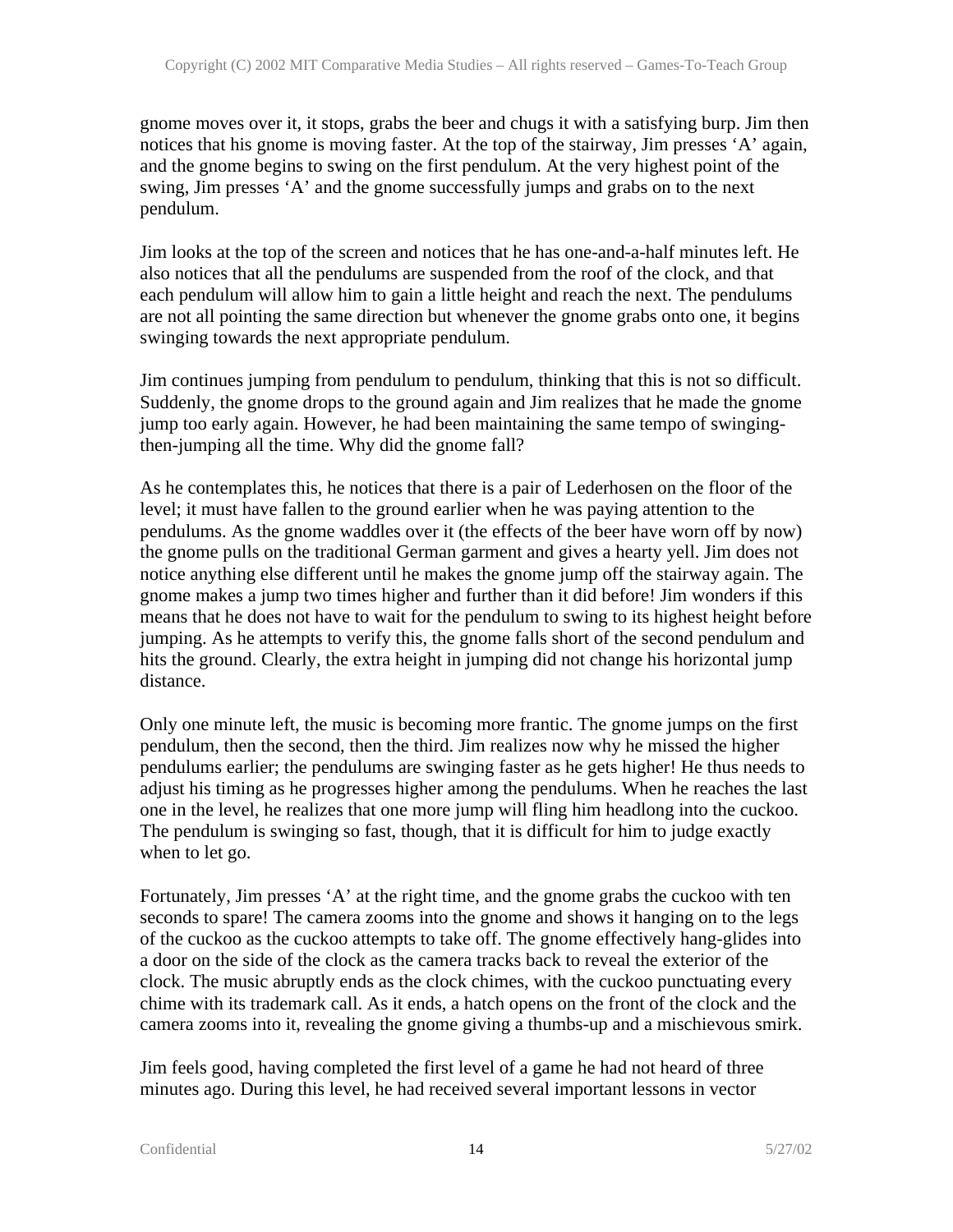gnome moves over it, it stops, grabs the beer and chugs it with a satisfying burp. Jim then notices that his gnome is moving faster. At the top of the stairway, Jim presses 'A' again, and the gnome begins to swing on the first pendulum. At the very highest point of the swing, Jim presses 'A' and the gnome successfully jumps and grabs on to the next pendulum.

Jim looks at the top of the screen and notices that he has one-and-a-half minutes left. He also notices that all the pendulums are suspended from the roof of the clock, and that each pendulum will allow him to gain a little height and reach the next. The pendulums are not all pointing the same direction but whenever the gnome grabs onto one, it begins swinging towards the next appropriate pendulum.

Jim continues jumping from pendulum to pendulum, thinking that this is not so difficult. Suddenly, the gnome drops to the ground again and Jim realizes that he made the gnome jump too early again. However, he had been maintaining the same tempo of swinging-then-jumping all the time. Why did the gnome fall?

As he contemplates this, he notices that there is a pair of Lederhosen on the floor of the level; it must have fallen to the ground earlier when he was paying attention to the pendulums. As the gnome waddles over it (the effects of the beer have worn off by now) the gnome pulls on the traditional German garment and gives a hearty yell. Jim does not notice anything else different until he makes the gnome jump off the stairway again. The gnome makes a jump two times higher and further than it did before! Jim wonders if this means that he does not have to wait for the pendulum to swing to its highest height before jumping. As he attempts to verify this, the gnome falls short of the second pendulum and hits the ground. Clearly, the extra height in jumping did not change his horizontal jump distance.

Only one minute left, the music is becoming more frantic. The gnome jumps on the first pendulum, then the second, then the third. Jim realizes now why he missed the higher pendulums earlier; the pendulums are swinging faster as he gets higher! He thus needs to adjust his timing as he progresses higher among the pendulums. When he reaches the last one in the level, he realizes that one more jump will fling him headlong into the cuckoo. The pendulum is swinging so fast, though, that it is difficult for him to judge exactly when to let go.

Fortunately, Jim presses 'A' at the right time, and the gnome grabs the cuckoo with ten seconds to spare! The camera zooms into the gnome and shows it hanging on to the legs of the cuckoo as the cuckoo attempts to take off. The gnome effectively hang-glides into a door on the side of the clock as the camera tracks back to reveal the exterior of the clock. The music abruptly ends as the clock chimes, with the cuckoo punctuating every chime with its trademark call. As it ends, a hatch opens on the front of the clock and the camera zooms into it, revealing the gnome giving a thumbs-up and a mischievous smirk.

Jim feels good, having completed the first level of a game he had not heard of three minutes ago. During this level, he had received several important lessons in vector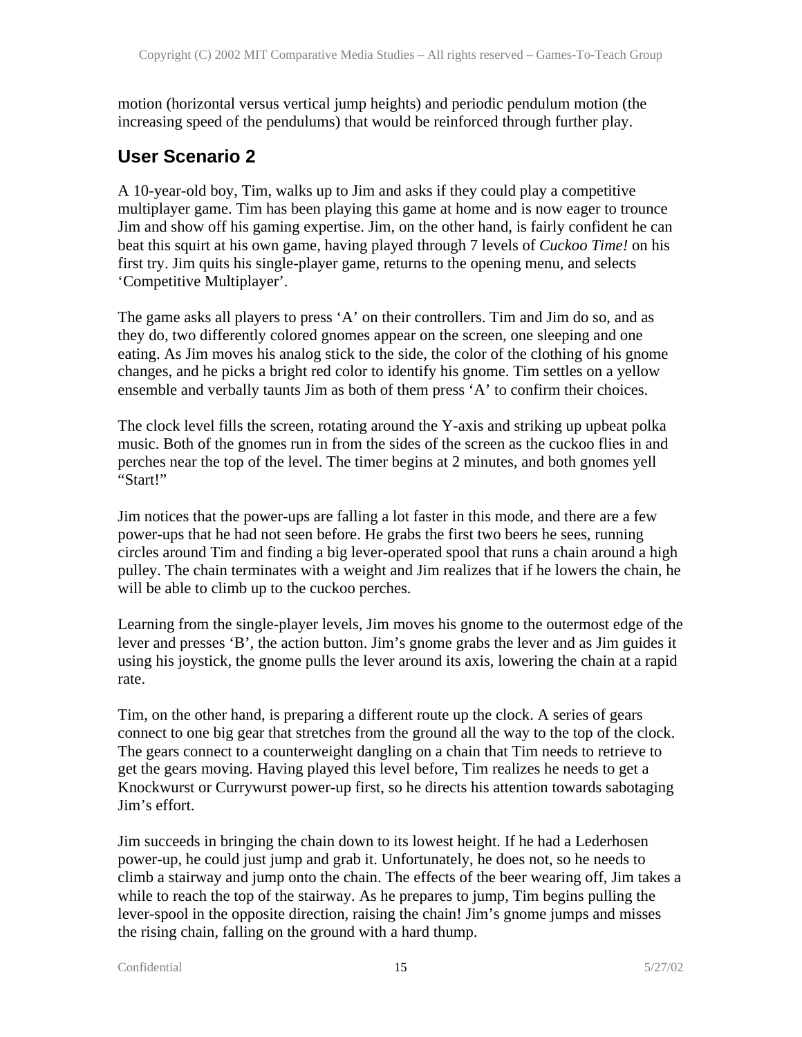motion (horizontal versus vertical jump heights) and periodic pendulum motion (the increasing speed of the pendulums) that would be reinforced through further play.

## User Scenario 2

A 10-year-old boy, Tim, walks up to Jim and asks if they could play a competitive multiplayer game. Tim has been playing this game at home and is now eager to trounce Jim and show off his gaming expertise. Jim, on the other hand, is fairly confident he can beat this squirt at his own game, having played through 7 levels of *Cuckoo Time!* on his first try. Jim quits his single-player game, returns to the opening menu, and selects 'Competitive Multiplayer'.

The game asks all players to press 'A' on their controllers. Tim and Jim do so, and as they do, two differently colored gnomes appear on the screen, one sleeping and one eating. As Jim moves his analog stick to the side, the color of the clothing of his gnome changes, and he picks a bright red color to identify his gnome. Tim settles on a yellow ensemble and verbally taunts Jim as both of them press 'A' to confirm their choices.

The clock level fills the screen, rotating around the Y-axis and striking up upbeat polka music. Both of the gnomes run in from the sides of the screen as the cuckoo flies in and perches near the top of the level. The timer begins at 2 minutes, and both gnomes yell "Start!"

Jim notices that the power-ups are falling a lot faster in this mode, and there are a few power-ups that he had not seen before. He grabs the first two beers he sees, running circles around Tim and finding a big lever-operated spool that runs a chain around a high pulley. The chain terminates with a weight and Jim realizes that if he lowers the chain, he will be able to climb up to the cuckoo perches.

Learning from the single-player levels, Jim moves his gnome to the outermost edge of the lever and presses 'B', the action button. Jim's gnome grabs the lever and as Jim guides it using his joystick, the gnome pulls the lever around its axis, lowering the chain at a rapid rate.

Tim, on the other hand, is preparing a different route up the clock. A series of gears connect to one big gear that stretches from the ground all the way to the top of the clock. The gears connect to a counterweight dangling on a chain that Tim needs to retrieve to get the gears moving. Having played this level before, Tim realizes he needs to get a Knockwurst or Currywurst power-up first, so he directs his attention towards sabotaging Jim's effort.

Jim succeeds in bringing the chain down to its lowest height. If he had a Lederhosen power-up, he could just jump and grab it. Unfortunately, he does not, so he needs to climb a stairway and jump onto the chain. The effects of the beer wearing off, Jim takes a while to reach the top of the stairway. As he prepares to jump, Tim begins pulling the lever-spool in the opposite direction, raising the chain! Jim's gnome jumps and misses the rising chain, falling on the ground with a hard thump.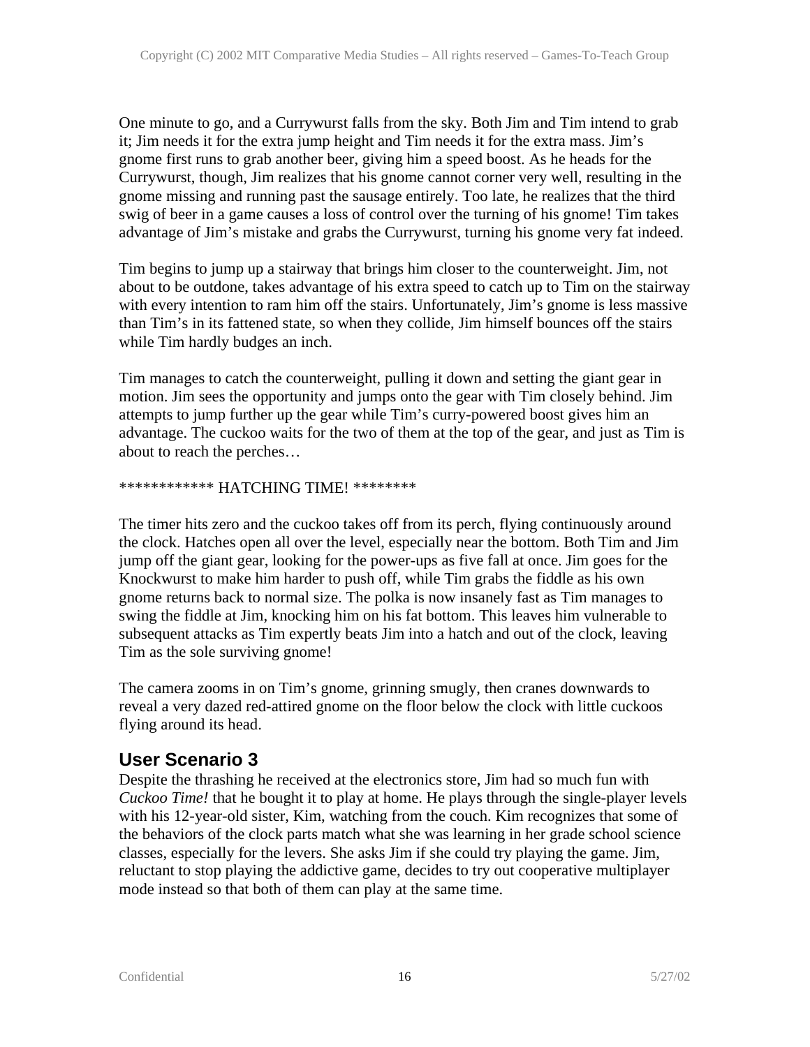One minute to go, and a Currywurst falls from the sky. Both Jim and Tim intend to grab it; Jim needs it for the extra jump height and Tim needs it for the extra mass. Jim's gnome first runs to grab another beer, giving him a speed boost. As he heads for the Currywurst, though, Jim realizes that his gnome cannot corner very well, resulting in the gnome missing and running past the sausage entirely. Too late, he realizes that the third swig of beer in a game causes a loss of control over the turning of his gnome! Tim takes advantage of Jim's mistake and grabs the Currywurst, turning his gnome very fat indeed.

Tim begins to jump up a stairway that brings him closer to the counterweight. Jim, not about to be outdone, takes advantage of his extra speed to catch up to Tim on the stairway with every intention to ram him off the stairs. Unfortunately, Jim's gnome is less massive than Tim's in its fattened state, so when they collide, Jim himself bounces off the stairs while Tim hardly budges an inch.

Tim manages to catch the counterweight, pulling it down and setting the giant gear in motion. Jim sees the opportunity and jumps onto the gear with Tim closely behind. Jim attempts to jump further up the gear while Tim's curry-powered boost gives him an advantage. The cuckoo waits for the two of them at the top of the gear, and just as Tim is about to reach the perches…

************ HATCHING TIME! ********

The timer hits zero and the cuckoo takes off from its perch, flying continuously around the clock. Hatches open all over the level, especially near the bottom. Both Tim and Jim jump off the giant gear, looking for the power-ups as five fall at once. Jim goes for the Knockwurst to make him harder to push off, while Tim grabs the fiddle as his own gnome returns back to normal size. The polka is now insanely fast as Tim manages to swing the fiddle at Jim, knocking him on his fat bottom. This leaves him vulnerable to subsequent attacks as Tim expertly beats Jim into a hatch and out of the clock, leaving Tim as the sole surviving gnome!

The camera zooms in on Tim's gnome, grinning smugly, then cranes downwards to reveal a very dazed red-attired gnome on the floor below the clock with little cuckoos flying around its head.

## User Scenario 3

Despite the thrashing he received at the electronics store, Jim had so much fun with *Cuckoo Time!* that he bought it to play at home. He plays through the single-player levels with his 12-year-old sister, Kim, watching from the couch. Kim recognizes that some of the behaviors of the clock parts match what she was learning in her grade school science classes, especially for the levers. She asks Jim if she could try playing the game. Jim, reluctant to stop playing the addictive game, decides to try out cooperative multiplayer mode instead so that both of them can play at the same time.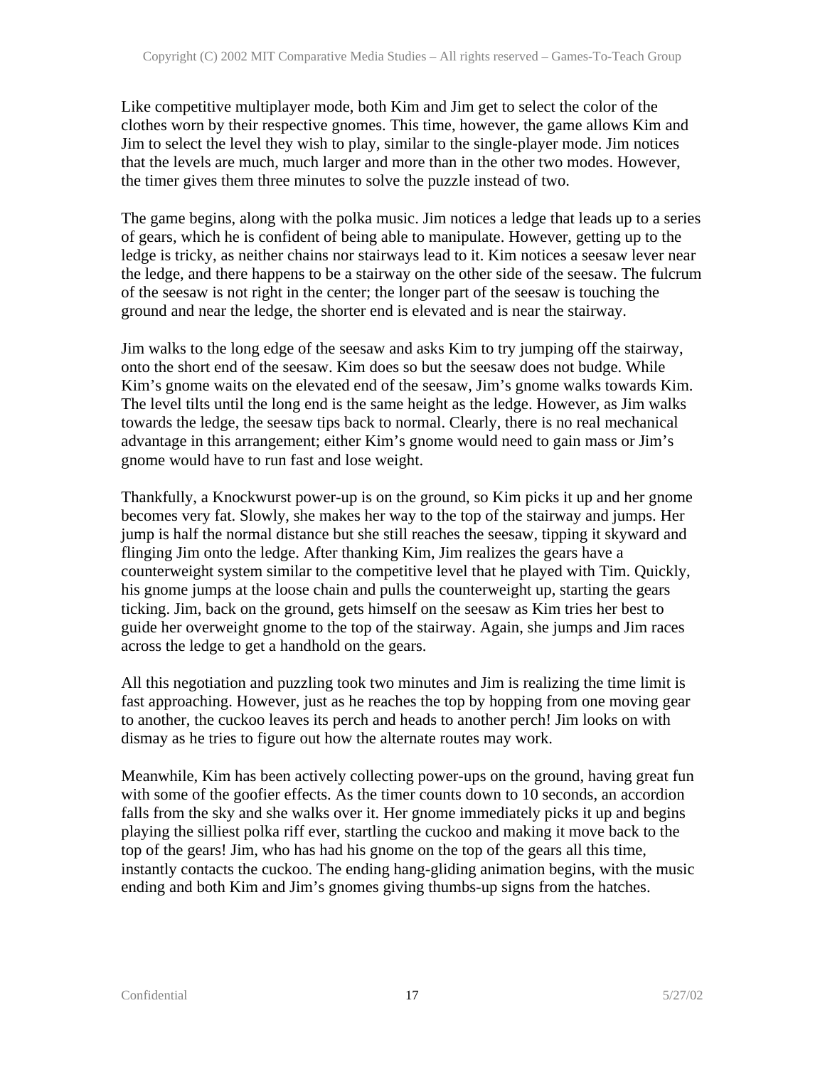Like competitive multiplayer mode, both Kim and Jim get to select the color of the clothes worn by their respective gnomes. This time, however, the game allows Kim and Jim to select the level they wish to play, similar to the single-player mode. Jim notices that the levels are much, much larger and more than in the other two modes. However, the timer gives them three minutes to solve the puzzle instead of two.

The game begins, along with the polka music. Jim notices a ledge that leads up to a series of gears, which he is confident of being able to manipulate. However, getting up to the ledge is tricky, as neither chains nor stairways lead to it. Kim notices a seesaw lever near the ledge, and there happens to be a stairway on the other side of the seesaw. The fulcrum of the seesaw is not right in the center; the longer part of the seesaw is touching the ground and near the ledge, the shorter end is elevated and is near the stairway.

Jim walks to the long edge of the seesaw and asks Kim to try jumping off the stairway, onto the short end of the seesaw. Kim does so but the seesaw does not budge. While Kim's gnome waits on the elevated end of the seesaw, Jim's gnome walks towards Kim. The level tilts until the long end is the same height as the ledge. However, as Jim walks towards the ledge, the seesaw tips back to normal. Clearly, there is no real mechanical advantage in this arrangement; either Kim's gnome would need to gain mass or Jim's gnome would have to run fast and lose weight.

Thankfully, a Knockwurst power-up is on the ground, so Kim picks it up and her gnome becomes very fat. Slowly, she makes her way to the top of the stairway and jumps. Her jump is half the normal distance but she still reaches the seesaw, tipping it skyward and flinging Jim onto the ledge. After thanking Kim, Jim realizes the gears have a counterweight system similar to the competitive level that he played with Tim. Quickly, his gnome jumps at the loose chain and pulls the counterweight up, starting the gears ticking. Jim, back on the ground, gets himself on the seesaw as Kim tries her best to guide her overweight gnome to the top of the stairway. Again, she jumps and Jim races across the ledge to get a handhold on the gears.

All this negotiation and puzzling took two minutes and Jim is realizing the time limit is fast approaching. However, just as he reaches the top by hopping from one moving gear to another, the cuckoo leaves its perch and heads to another perch! Jim looks on with dismay as he tries to figure out how the alternate routes may work.

Meanwhile, Kim has been actively collecting power-ups on the ground, having great fun with some of the goofier effects. As the timer counts down to 10 seconds, an accordion falls from the sky and she walks over it. Her gnome immediately picks it up and begins playing the silliest polka riff ever, startling the cuckoo and making it move back to the top of the gears! Jim, who has had his gnome on the top of the gears all this time, instantly contacts the cuckoo. The ending hang-gliding animation begins, with the music ending and both Kim and Jim's gnomes giving thumbs-up signs from the hatches.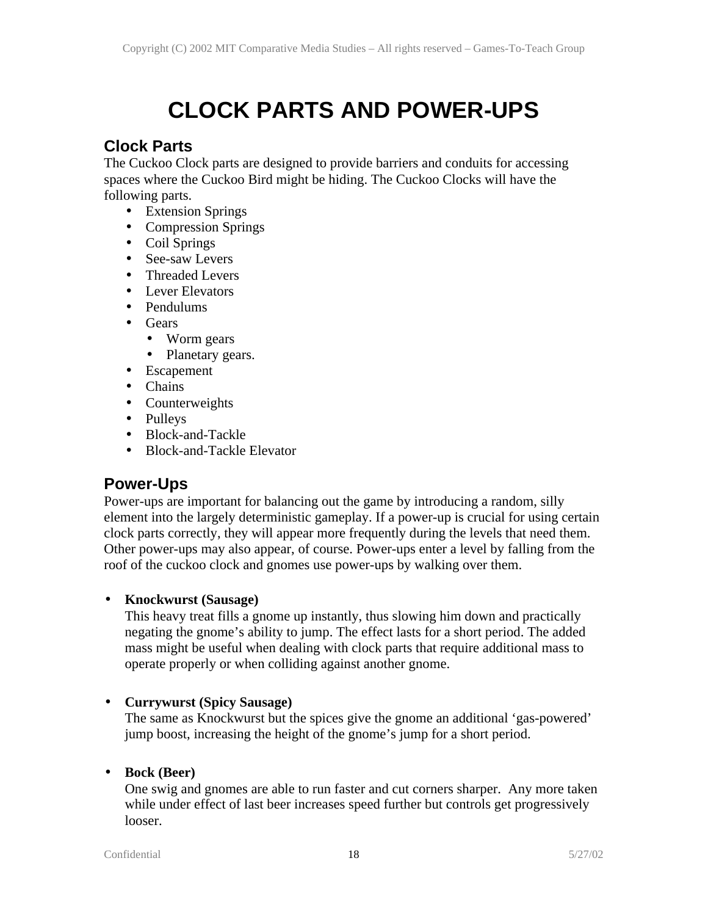# CLOCK PARTS AND POWER-UPS

## Clock Parts

The Cuckoo Clock parts are designed to provide barriers and conduits for accessing spaces where the Cuckoo Bird might be hiding. The Cuckoo Clocks will have the following parts.

- Extension Springs
- Compression Springs
- Coil Springs
- See-saw Levers
- Threaded Levers
- Lever Elevators
- Pendulums
- Gears
  - Worm gears
  - Planetary gears.
- Escapement
- Chains
- Counterweights
- Pulleys
- Block-and-Tackle
- Block-and-Tackle Elevator

## Power-Ups

Power-ups are important for balancing out the game by introducing a random, silly element into the largely deterministic gameplay. If a power-up is crucial for using certain clock parts correctly, they will appear more frequently during the levels that need them. Other power-ups may also appear, of course. Power-ups enter a level by falling from the roof of the cuckoo clock and gnomes use power-ups by walking over them.

- **Knockwurst (Sausage)**
  This heavy treat fills a gnome up instantly, thus slowing him down and practically negating the gnome's ability to jump. The effect lasts for a short period. The added mass might be useful when dealing with clock parts that require additional mass to operate properly or when colliding against another gnome.

- **Currywurst (Spicy Sausage)**
  The same as Knockwurst but the spices give the gnome an additional 'gas-powered' jump boost, increasing the height of the gnome's jump for a short period.

- **Bock (Beer)**
  One swig and gnomes are able to run faster and cut corners sharper. Any more taken while under effect of last beer increases speed further but controls get progressively looser.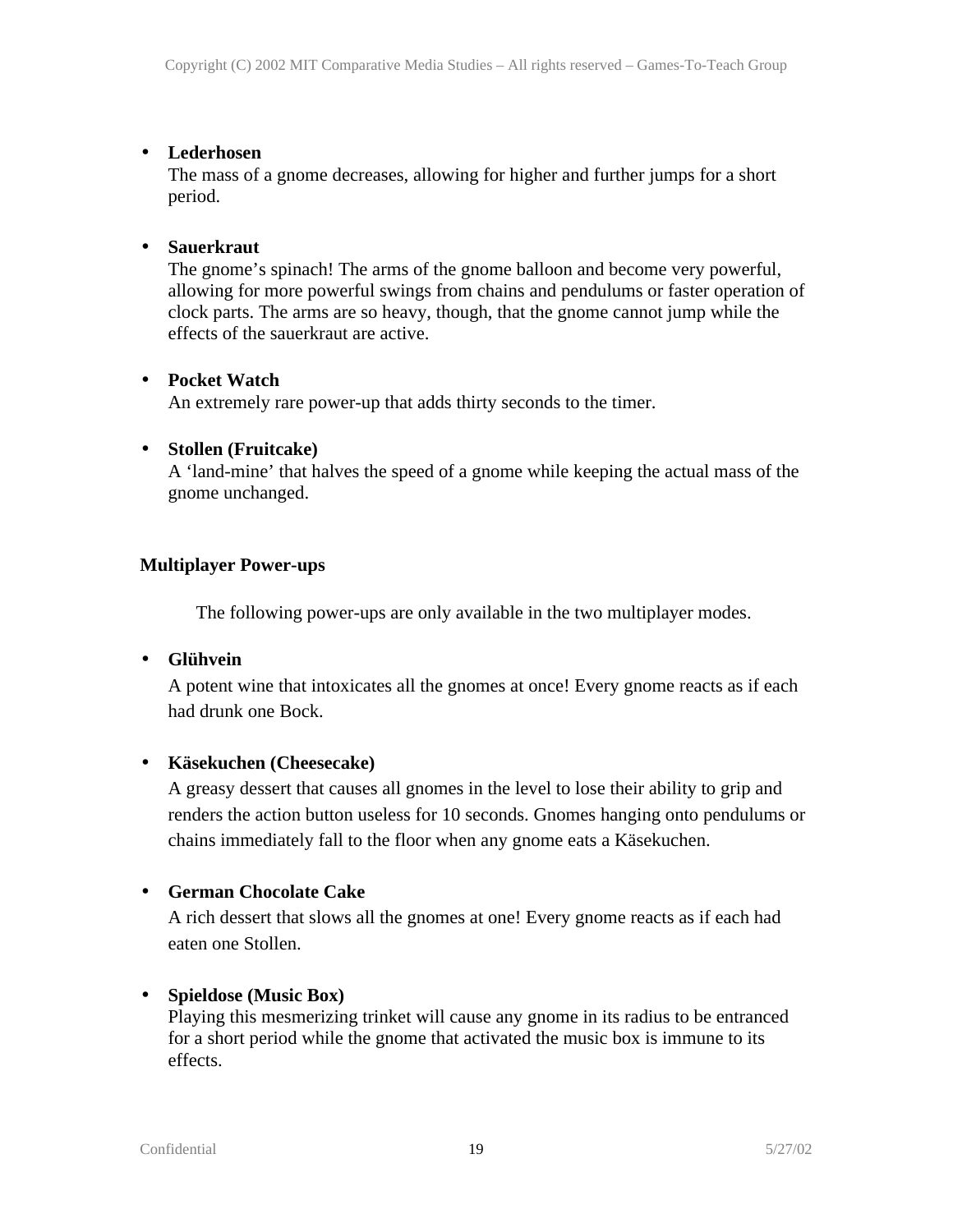- **Lederhosen**
  The mass of a gnome decreases, allowing for higher and further jumps for a short period.

- **Sauerkraut**
  The gnome’s spinach! The arms of the gnome balloon and become very powerful, allowing for more powerful swings from chains and pendulums or faster operation of clock parts. The arms are so heavy, though, that the gnome cannot jump while the effects of the sauerkraut are active.

- **Pocket Watch**
  An extremely rare power-up that adds thirty seconds to the timer.

- **Stollen (Fruitcake)**
  A ‘land-mine’ that halves the speed of a gnome while keeping the actual mass of the gnome unchanged.

**Multiplayer Power-ups**

The following power-ups are only available in the two multiplayer modes.

- **Glühvein**
  A potent wine that intoxicates all the gnomes at once! Every gnome reacts as if each had drunk one Bock.

- **Käsekuchen (Cheesecake)**
  A greasy dessert that causes all gnomes in the level to lose their ability to grip and renders the action button useless for 10 seconds. Gnomes hanging onto pendulums or chains immediately fall to the floor when any gnome eats a Käsekuchen.

- **German Chocolate Cake**
  A rich dessert that slows all the gnomes at one! Every gnome reacts as if each had eaten one Stollen.

- **Spieldose (Music Box)**
  Playing this mesmerizing trinket will cause any gnome in its radius to be entranced for a short period while the gnome that activated the music box is immune to its effects.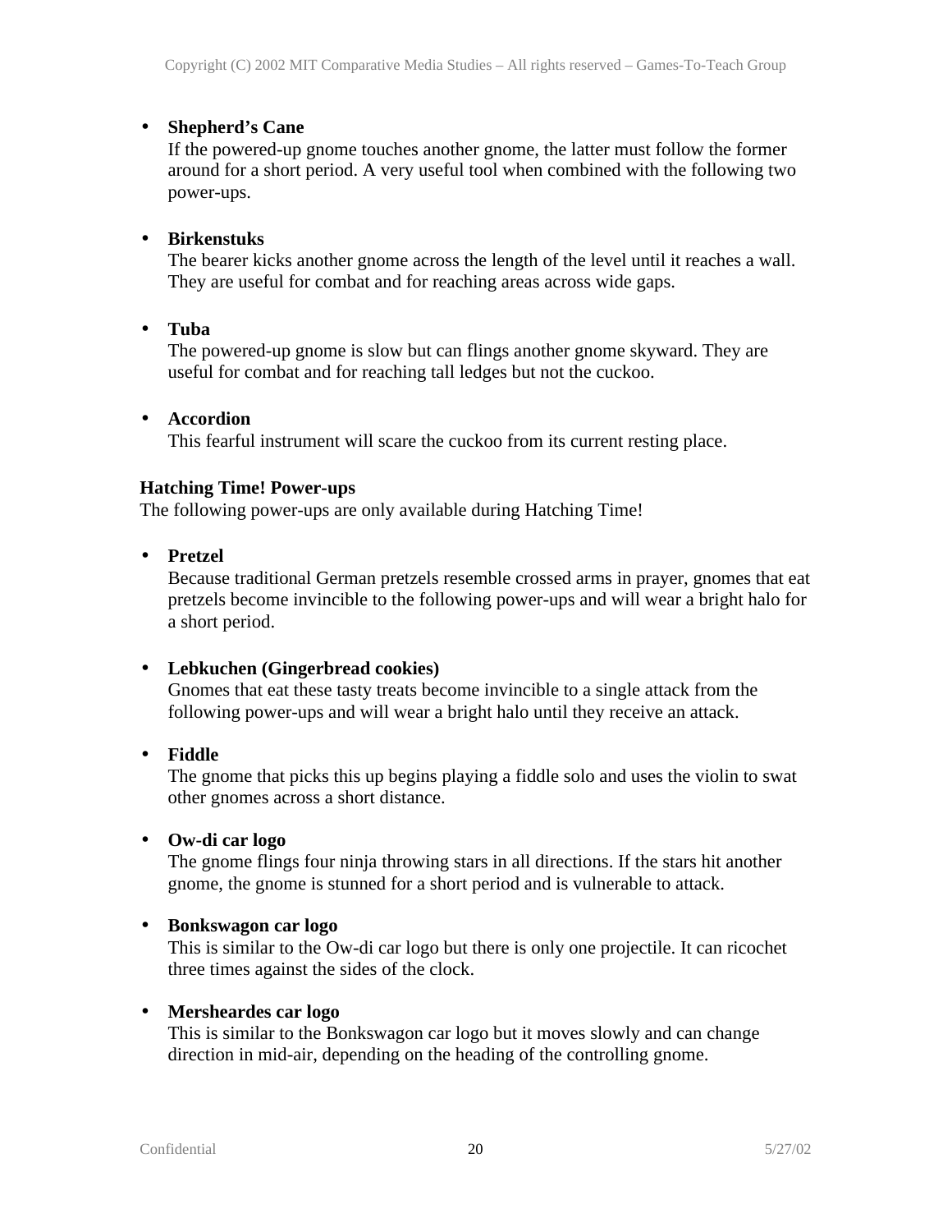- **Shepherd's Cane**
  If the powered-up gnome touches another gnome, the latter must follow the former around for a short period. A very useful tool when combined with the following two power-ups.

- **Birkenstuks**
  The bearer kicks another gnome across the length of the level until it reaches a wall. They are useful for combat and for reaching areas across wide gaps.

- **Tuba**
  The powered-up gnome is slow but can flings another gnome skyward. They are useful for combat and for reaching tall ledges but not the cuckoo.

- **Accordion**
  This fearful instrument will scare the cuckoo from its current resting place.

**Hatching Time! Power-ups**

The following power-ups are only available during Hatching Time!

- **Pretzel**
  Because traditional German pretzels resemble crossed arms in prayer, gnomes that eat pretzels become invincible to the following power-ups and will wear a bright halo for a short period.

- **Lebkuchen (Gingerbread cookies)**
  Gnomes that eat these tasty treats become invincible to a single attack from the following power-ups and will wear a bright halo until they receive an attack.

- **Fiddle**
  The gnome that picks this up begins playing a fiddle solo and uses the violin to swat other gnomes across a short distance.

- **Ow-di car logo**
  The gnome flings four ninja throwing stars in all directions. If the stars hit another gnome, the gnome is stunned for a short period and is vulnerable to attack.

- **Bonkswagon car logo**
  This is similar to the Ow-di car logo but there is only one projectile. It can ricochet three times against the sides of the clock.

- **Mersheardes car logo**
  This is similar to the Bonkswagon car logo but it moves slowly and can change direction in mid-air, depending on the heading of the controlling gnome.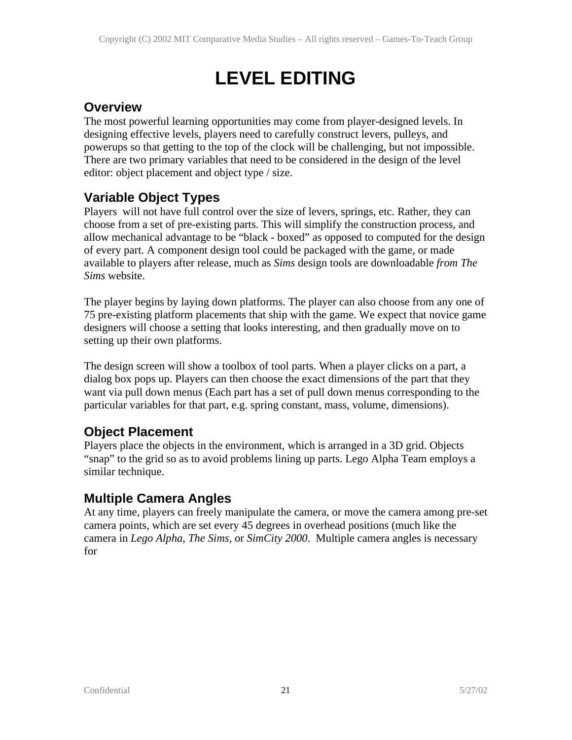# LEVEL EDITING

## Overview

The most powerful learning opportunities may come from player-designed levels. In designing effective levels, players need to carefully construct levers, pulleys, and powerups so that getting to the top of the clock will be challenging, but not impossible. There are two primary variables that need to be considered in the design of the level editor: object placement and object type / size.

## Variable Object Types

Players will not have full control over the size of levers, springs, etc. Rather, they can choose from a set of pre-existing parts. This will simplify the construction process, and allow mechanical advantage to be "black - boxed" as opposed to computed for the design of every part. A component design tool could be packaged with the game, or made available to players after release, much as *Sims* design tools are downloadable *from The Sims* website.

The player begins by laying down platforms. The player can also choose from any one of 75 pre-existing platform placements that ship with the game. We expect that novice game designers will choose a setting that looks interesting, and then gradually move on to setting up their own platforms.

The design screen will show a toolbox of tool parts. When a player clicks on a part, a dialog box pops up. Players can then choose the exact dimensions of the part that they want via pull down menus (Each part has a set of pull down menus corresponding to the particular variables for that part, e.g. spring constant, mass, volume, dimensions).

## Object Placement

Players place the objects in the environment, which is arranged in a 3D grid. Objects "snap" to the grid so as to avoid problems lining up parts. Lego Alpha Team employs a similar technique.

## Multiple Camera Angles

At any time, players can freely manipulate the camera, or move the camera among pre-set camera points, which are set every 45 degrees in overhead positions (much like the camera in *Lego Alpha*, *The Sims*, or *SimCity 2000*. Multiple camera angles is necessary for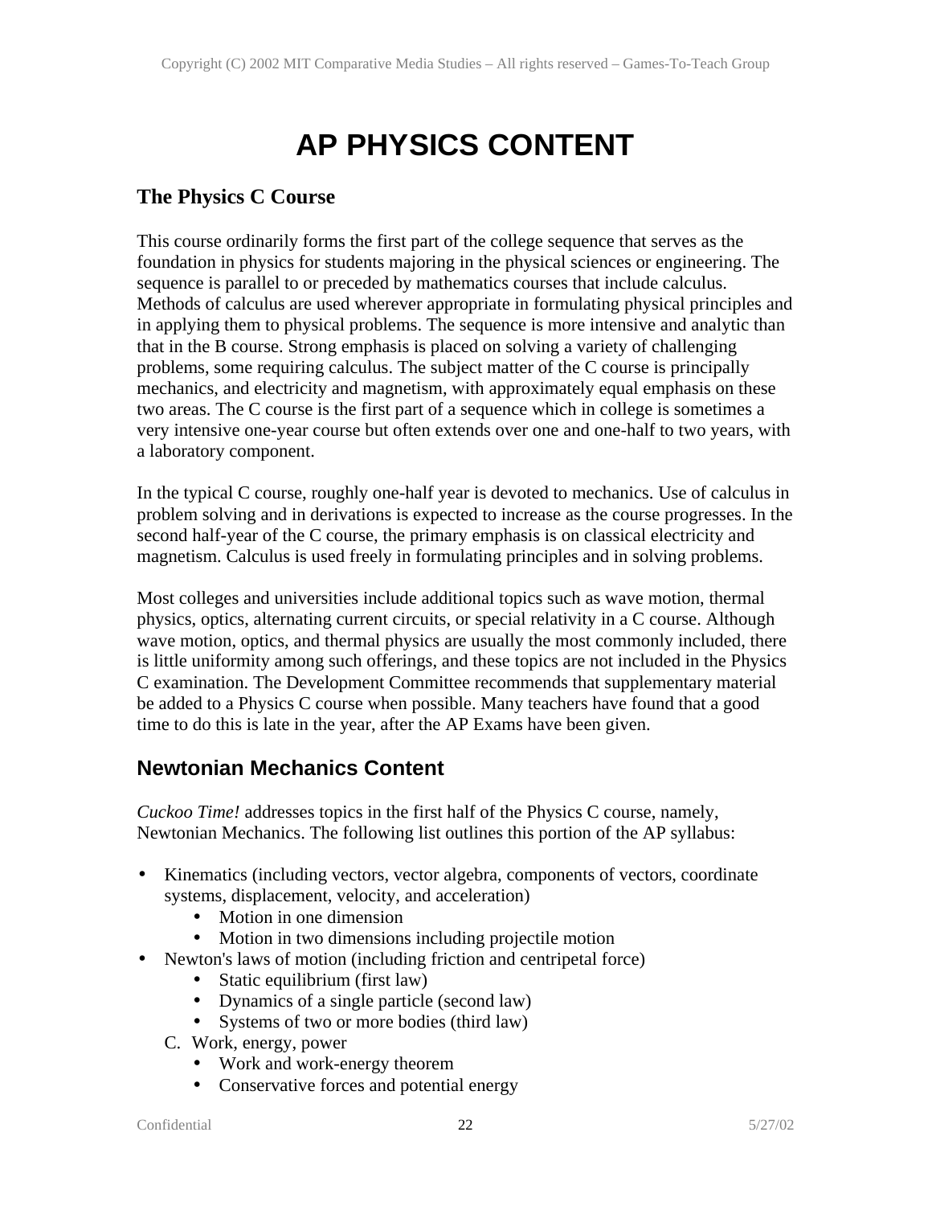# AP PHYSICS CONTENT

## The Physics C Course

This course ordinarily forms the first part of the college sequence that serves as the foundation in physics for students majoring in the physical sciences or engineering. The sequence is parallel to or preceded by mathematics courses that include calculus. Methods of calculus are used wherever appropriate in formulating physical principles and in applying them to physical problems. The sequence is more intensive and analytic than that in the B course. Strong emphasis is placed on solving a variety of challenging problems, some requiring calculus. The subject matter of the C course is principally mechanics, and electricity and magnetism, with approximately equal emphasis on these two areas. The C course is the first part of a sequence which in college is sometimes a very intensive one-year course but often extends over one and one-half to two years, with a laboratory component.

In the typical C course, roughly one-half year is devoted to mechanics. Use of calculus in problem solving and in derivations is expected to increase as the course progresses. In the second half-year of the C course, the primary emphasis is on classical electricity and magnetism. Calculus is used freely in formulating principles and in solving problems.

Most colleges and universities include additional topics such as wave motion, thermal physics, optics, alternating current circuits, or special relativity in a C course. Although wave motion, optics, and thermal physics are usually the most commonly included, there is little uniformity among such offerings, and these topics are not included in the Physics C examination. The Development Committee recommends that supplementary material be added to a Physics C course when possible. Many teachers have found that a good time to do this is late in the year, after the AP Exams have been given.

## Newtonian Mechanics Content

*Cuckoo Time!* addresses topics in the first half of the Physics C course, namely, Newtonian Mechanics. The following list outlines this portion of the AP syllabus:

- Kinematics (including vectors, vector algebra, components of vectors, coordinate systems, displacement, velocity, and acceleration)
  - Motion in one dimension
  - Motion in two dimensions including projectile motion
- Newton's laws of motion (including friction and centripetal force)
  - Static equilibrium (first law)
  - Dynamics of a single particle (second law)
  - Systems of two or more bodies (third law)

C. Work, energy, power
  - Work and work-energy theorem
  - Conservative forces and potential energy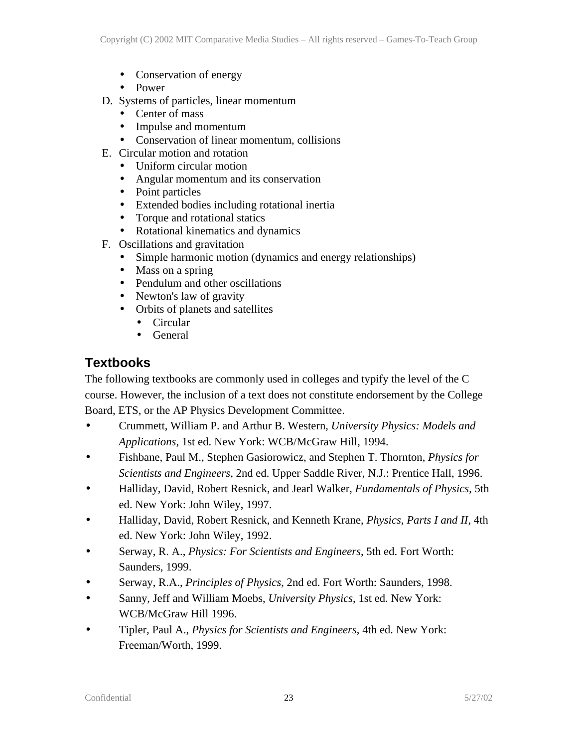- Conservation of energy
- Power

D. Systems of particles, linear momentum
   - Center of mass
   - Impulse and momentum
   - Conservation of linear momentum, collisions

E. Circular motion and rotation
   - Uniform circular motion
   - Angular momentum and its conservation
   - Point particles
   - Extended bodies including rotational inertia
   - Torque and rotational statics
   - Rotational kinematics and dynamics

F. Oscillations and gravitation
   - Simple harmonic motion (dynamics and energy relationships)
   - Mass on a spring
   - Pendulum and other oscillations
   - Newton's law of gravity
   - Orbits of planets and satellites
     - Circular
     - General

## Textbooks

The following textbooks are commonly used in colleges and typify the level of the C course. However, the inclusion of a text does not constitute endorsement by the College Board, ETS, or the AP Physics Development Committee.

- Crummett, William P. and Arthur B. Western, *University Physics: Models and Applications*, 1st ed. New York: WCB/McGraw Hill, 1994.
- Fishbane, Paul M., Stephen Gasiorowicz, and Stephen T. Thornton, *Physics for Scientists and Engineers*, 2nd ed. Upper Saddle River, N.J.: Prentice Hall, 1996.
- Halliday, David, Robert Resnick, and Jearl Walker, *Fundamentals of Physics*, 5th ed. New York: John Wiley, 1997.
- Halliday, David, Robert Resnick, and Kenneth Krane, *Physics, Parts I and II*, 4th ed. New York: John Wiley, 1992.
- Serway, R. A., *Physics: For Scientists and Engineers*, 5th ed. Fort Worth: Saunders, 1999.
- Serway, R.A., *Principles of Physics*, 2nd ed. Fort Worth: Saunders, 1998.
- Sanny, Jeff and William Moebs, *University Physics*, 1st ed. New York: WCB/McGraw Hill 1996.
- Tipler, Paul A., *Physics for Scientists and Engineers*, 4th ed. New York: Freeman/Worth, 1999.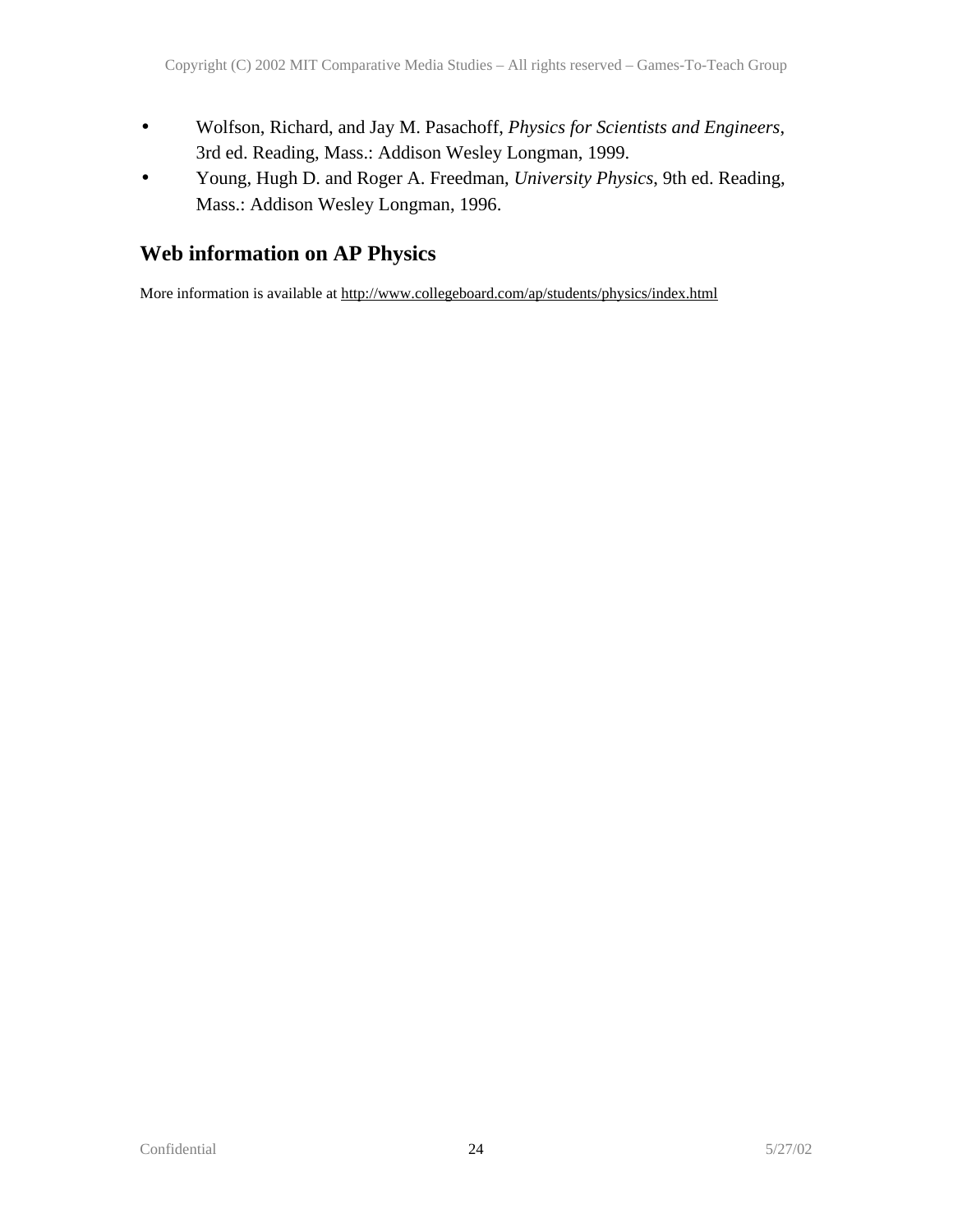- Wolfson, Richard, and Jay M. Pasachoff, *Physics for Scientists and Engineers*, 3rd ed. Reading, Mass.: Addison Wesley Longman, 1999.
- Young, Hugh D. and Roger A. Freedman, *University Physics*, 9th ed. Reading, Mass.: Addison Wesley Longman, 1996.

## Web information on AP Physics

More information is available at http://www.collegeboard.com/ap/students/physics/index.html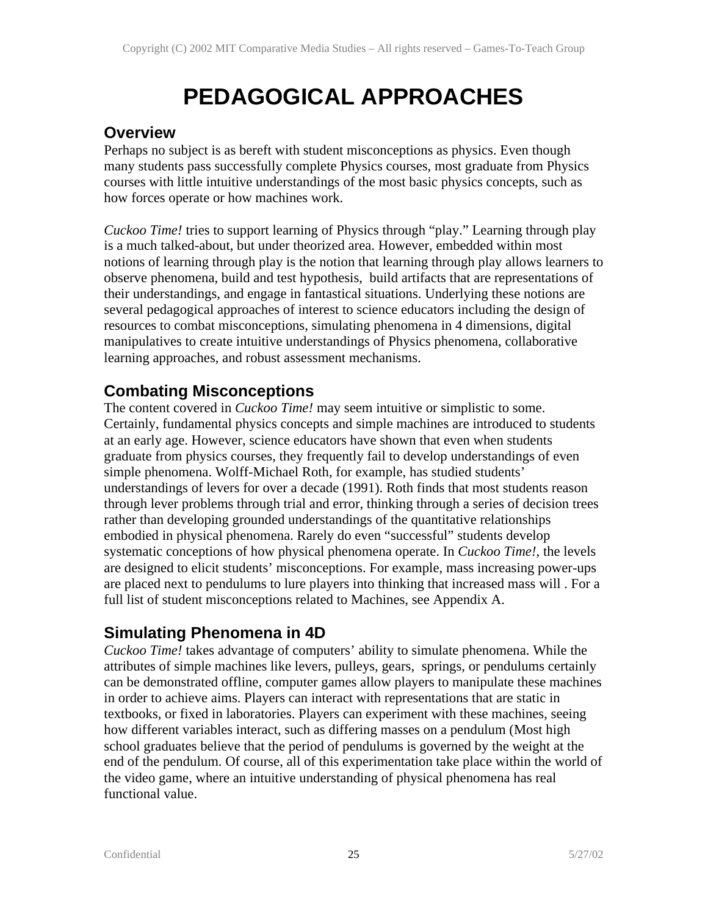# PEDAGOGICAL APPROACHES

## Overview

Perhaps no subject is as bereft with student misconceptions as physics. Even though many students pass successfully complete Physics courses, most graduate from Physics courses with little intuitive understandings of the most basic physics concepts, such as how forces operate or how machines work.

*Cuckoo Time!* tries to support learning of Physics through "play." Learning through play is a much talked-about, but under theorized area. However, embedded within most notions of learning through play is the notion that learning through play allows learners to observe phenomena, build and test hypothesis, build artifacts that are representations of their understandings, and engage in fantastical situations. Underlying these notions are several pedagogical approaches of interest to science educators including the design of resources to combat misconceptions, simulating phenomena in 4 dimensions, digital manipulatives to create intuitive understandings of Physics phenomena, collaborative learning approaches, and robust assessment mechanisms.

## Combating Misconceptions

The content covered in *Cuckoo Time!* may seem intuitive or simplistic to some. Certainly, fundamental physics concepts and simple machines are introduced to students at an early age. However, science educators have shown that even when students graduate from physics courses, they frequently fail to develop understandings of even simple phenomena. Wolff-Michael Roth, for example, has studied students' understandings of levers for over a decade (1991). Roth finds that most students reason through lever problems through trial and error, thinking through a series of decision trees rather than developing grounded understandings of the quantitative relationships embodied in physical phenomena. Rarely do even "successful" students develop systematic conceptions of how physical phenomena operate. In *Cuckoo Time!*, the levels are designed to elicit students' misconceptions. For example, mass increasing power-ups are placed next to pendulums to lure players into thinking that increased mass will . For a full list of student misconceptions related to Machines, see Appendix A.

## Simulating Phenomena in 4D

*Cuckoo Time!* takes advantage of computers' ability to simulate phenomena. While the attributes of simple machines like levers, pulleys, gears, springs, or pendulums certainly can be demonstrated offline, computer games allow players to manipulate these machines in order to achieve aims. Players can interact with representations that are static in textbooks, or fixed in laboratories. Players can experiment with these machines, seeing how different variables interact, such as differing masses on a pendulum (Most high school graduates believe that the period of pendulums is governed by the weight at the end of the pendulum. Of course, all of this experimentation take place within the world of the video game, where an intuitive understanding of physical phenomena has real functional value.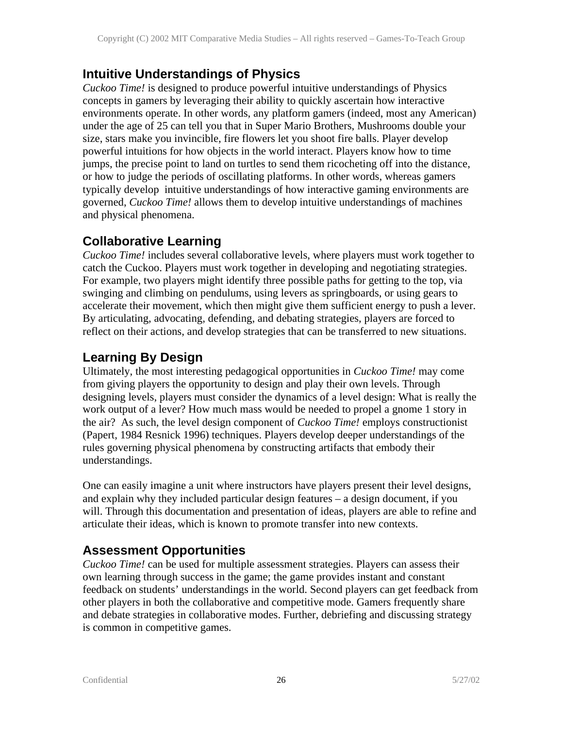## Intuitive Understandings of Physics

*Cuckoo Time!* is designed to produce powerful intuitive understandings of Physics concepts in gamers by leveraging their ability to quickly ascertain how interactive environments operate. In other words, any platform gamers (indeed, most any American) under the age of 25 can tell you that in Super Mario Brothers, Mushrooms double your size, stars make you invincible, fire flowers let you shoot fire balls. Player develop powerful intuitions for how objects in the world interact. Players know how to time jumps, the precise point to land on turtles to send them ricocheting off into the distance, or how to judge the periods of oscillating platforms. In other words, whereas gamers typically develop intuitive understandings of how interactive gaming environments are governed, *Cuckoo Time!* allows them to develop intuitive understandings of machines and physical phenomena.

## Collaborative Learning

*Cuckoo Time!* includes several collaborative levels, where players must work together to catch the Cuckoo. Players must work together in developing and negotiating strategies. For example, two players might identify three possible paths for getting to the top, via swinging and climbing on pendulums, using levers as springboards, or using gears to accelerate their movement, which then might give them sufficient energy to push a lever. By articulating, advocating, defending, and debating strategies, players are forced to reflect on their actions, and develop strategies that can be transferred to new situations.

## Learning By Design

Ultimately, the most interesting pedagogical opportunities in *Cuckoo Time!* may come from giving players the opportunity to design and play their own levels. Through designing levels, players must consider the dynamics of a level design: What is really the work output of a lever? How much mass would be needed to propel a gnome 1 story in the air? As such, the level design component of *Cuckoo Time!* employs constructionist (Papert, 1984 Resnick 1996) techniques. Players develop deeper understandings of the rules governing physical phenomena by constructing artifacts that embody their understandings.

One can easily imagine a unit where instructors have players present their level designs, and explain why they included particular design features – a design document, if you will. Through this documentation and presentation of ideas, players are able to refine and articulate their ideas, which is known to promote transfer into new contexts.

## Assessment Opportunities

*Cuckoo Time!* can be used for multiple assessment strategies. Players can assess their own learning through success in the game; the game provides instant and constant feedback on students' understandings in the world. Second players can get feedback from other players in both the collaborative and competitive mode. Gamers frequently share and debate strategies in collaborative modes. Further, debriefing and discussing strategy is common in competitive games.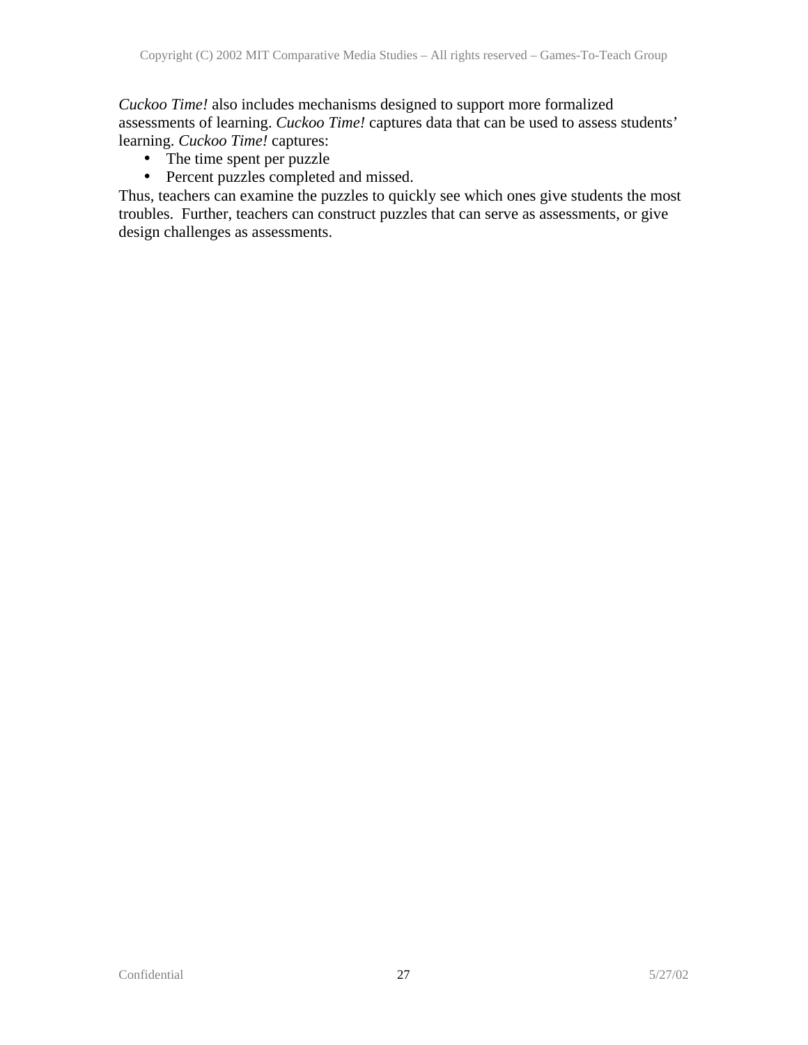*Cuckoo Time!* also includes mechanisms designed to support more formalized assessments of learning. *Cuckoo Time!* captures data that can be used to assess students' learning. *Cuckoo Time!* captures:

- The time spent per puzzle
- Percent puzzles completed and missed.

Thus, teachers can examine the puzzles to quickly see which ones give students the most troubles. Further, teachers can construct puzzles that can serve as assessments, or give design challenges as assessments.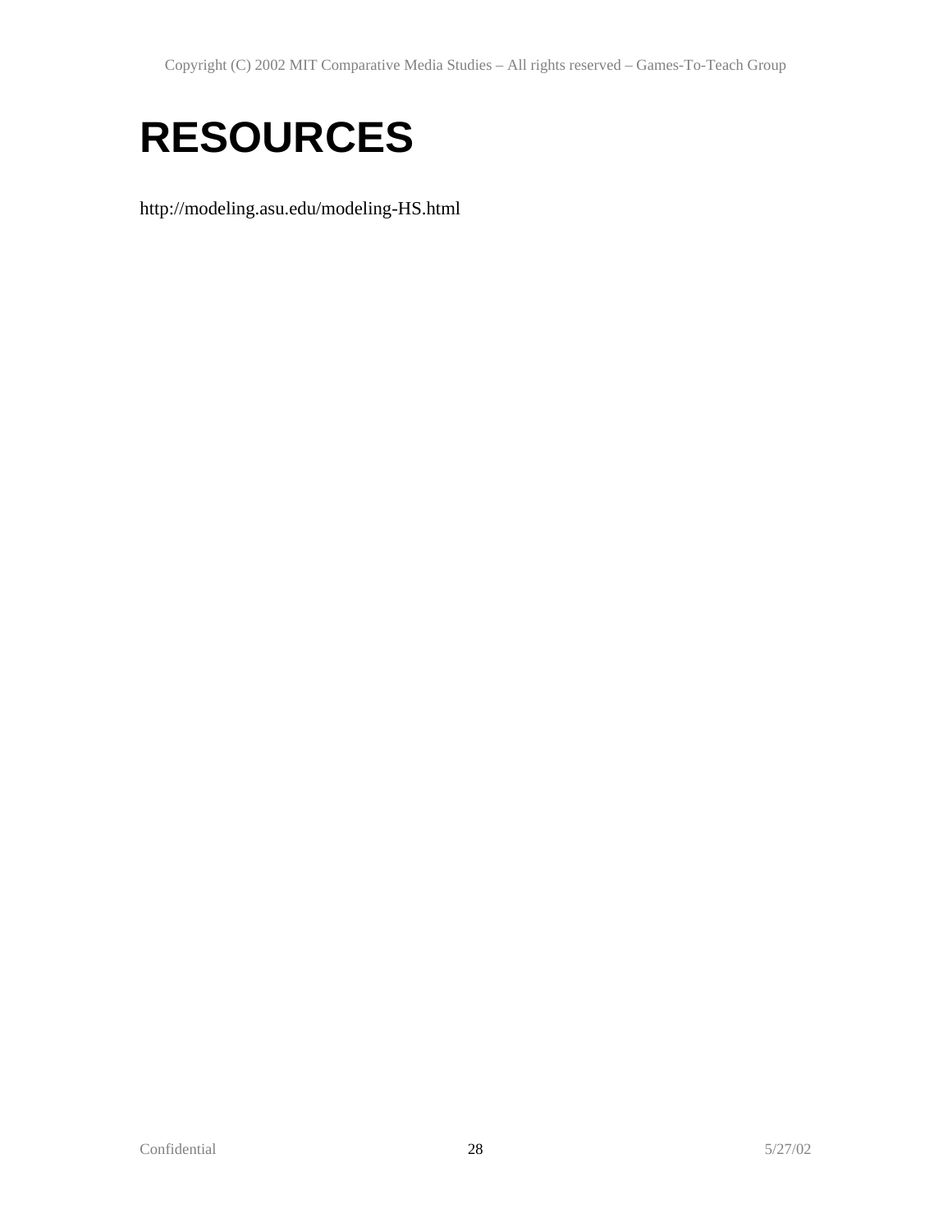# RESOURCES

http://modeling.asu.edu/modeling-HS.html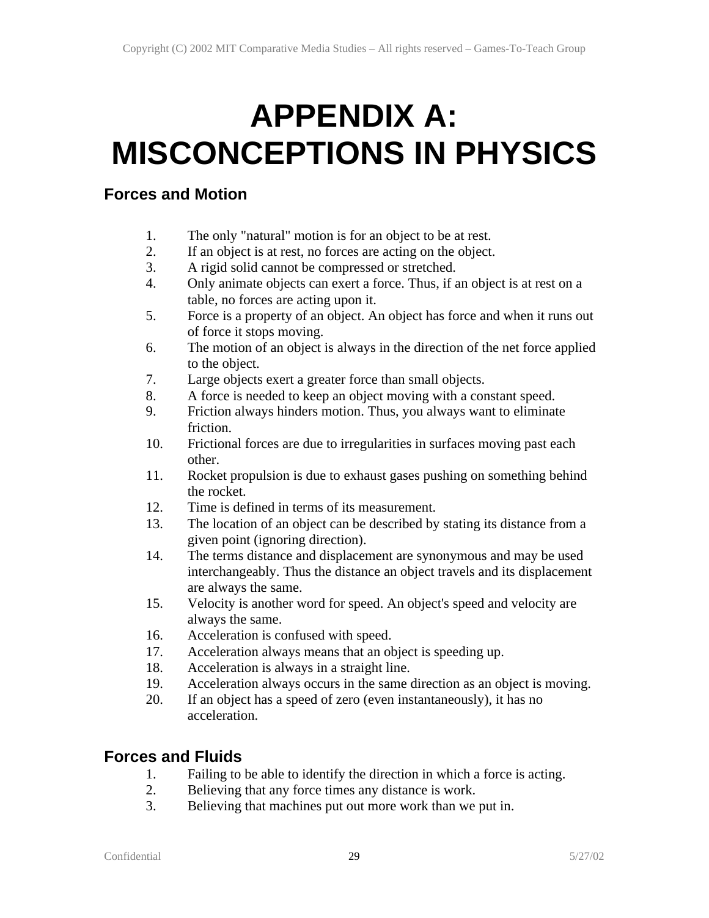# APPENDIX A: MISCONCEPTIONS IN PHYSICS

## Forces and Motion

1. The only "natural" motion is for an object to be at rest.
2. If an object is at rest, no forces are acting on the object.
3. A rigid solid cannot be compressed or stretched.
4. Only animate objects can exert a force. Thus, if an object is at rest on a table, no forces are acting upon it.
5. Force is a property of an object. An object has force and when it runs out of force it stops moving.
6. The motion of an object is always in the direction of the net force applied to the object.
7. Large objects exert a greater force than small objects.
8. A force is needed to keep an object moving with a constant speed.
9. Friction always hinders motion. Thus, you always want to eliminate friction.
10. Frictional forces are due to irregularities in surfaces moving past each other.
11. Rocket propulsion is due to exhaust gases pushing on something behind the rocket.
12. Time is defined in terms of its measurement.
13. The location of an object can be described by stating its distance from a given point (ignoring direction).
14. The terms distance and displacement are synonymous and may be used interchangeably. Thus the distance an object travels and its displacement are always the same.
15. Velocity is another word for speed. An object's speed and velocity are always the same.
16. Acceleration is confused with speed.
17. Acceleration always means that an object is speeding up.
18. Acceleration is always in a straight line.
19. Acceleration always occurs in the same direction as an object is moving.
20. If an object has a speed of zero (even instantaneously), it has no acceleration.

## Forces and Fluids

1. Failing to be able to identify the direction in which a force is acting.
2. Believing that any force times any distance is work.
3. Believing that machines put out more work than we put in.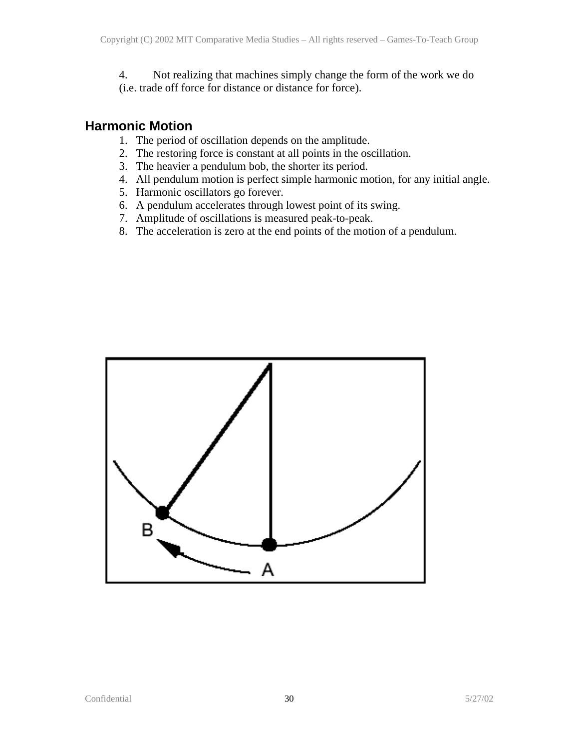4. Not realizing that machines simply change the form of the work we do (i.e. trade off force for distance or distance for force).

## Harmonic Motion

1. The period of oscillation depends on the amplitude.
2. The restoring force is constant at all points in the oscillation.
3. The heavier a pendulum bob, the shorter its period.
4. All pendulum motion is perfect simple harmonic motion, for any initial angle.
5. Harmonic oscillators go forever.
6. A pendulum accelerates through lowest point of its swing.
7. Amplitude of oscillations is measured peak-to-peak.
8. The acceleration is zero at the end points of the motion of a pendulum.

B

A